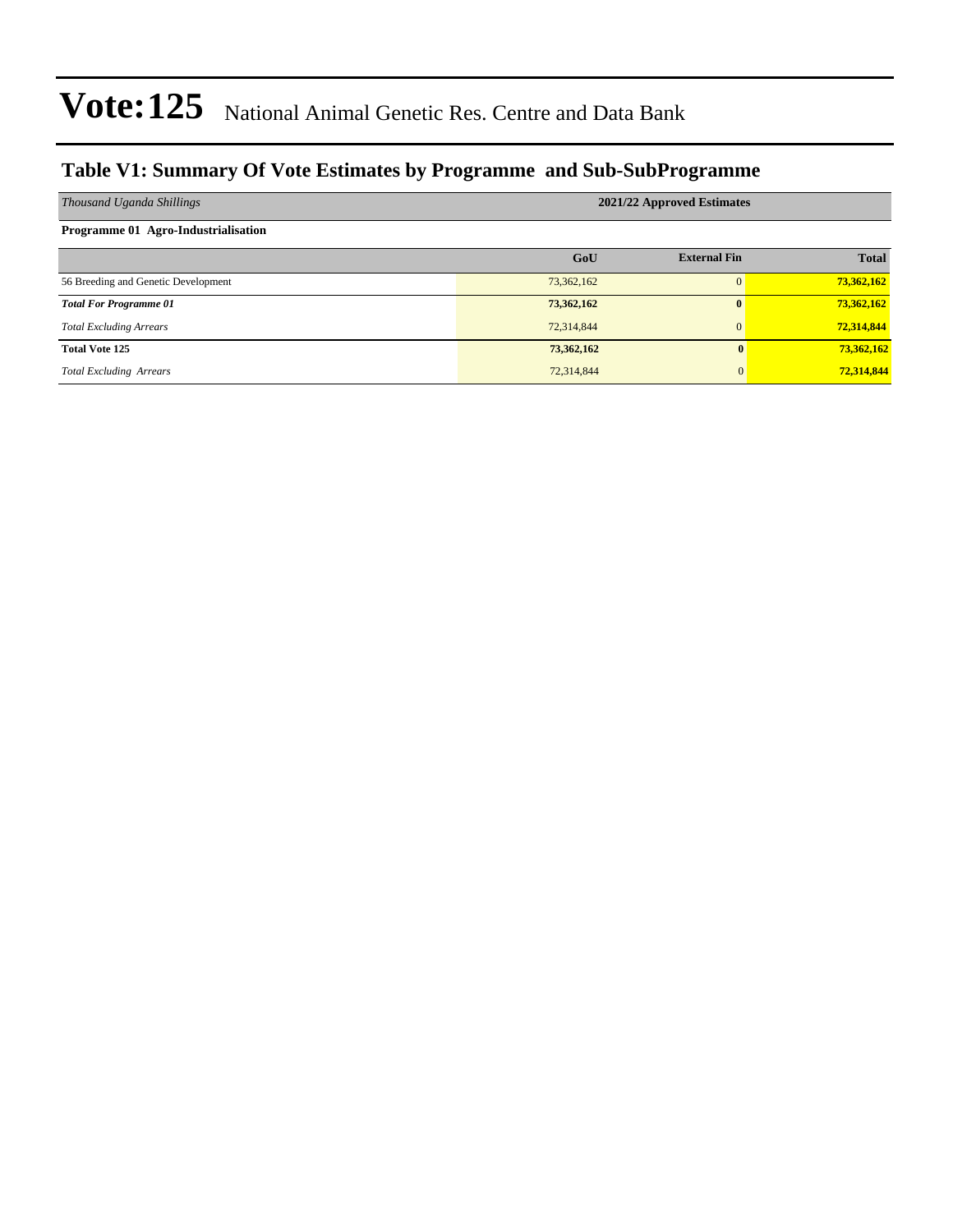# Vote:125 National Animal Genetic Res. Centre and Data Bank

## Table V1: Summary Of Vote Estimates by Programme and Sub-SubProgramme

| *Thousand Uganda Shillings* | 2021/22 Approved Estimates | | |
|---|---|---|---|
| **Programme 01 Agro-Industrialisation** | | | |
| | **GoU** | **External Fin** | **Total** |
| 56 Breeding and Genetic Development | 73,362,162 | 0 | **73,362,162** |
| ***Total For Programme 01*** | **73,362,162** | **0** | **73,362,162** |
| *Total Excluding Arrears* | 72,314,844 | 0 | **72,314,844** |
| **Total Vote 125** | **73,362,162** | **0** | **73,362,162** |
| *Total Excluding Arrears* | 72,314,844 | 0 | **72,314,844** |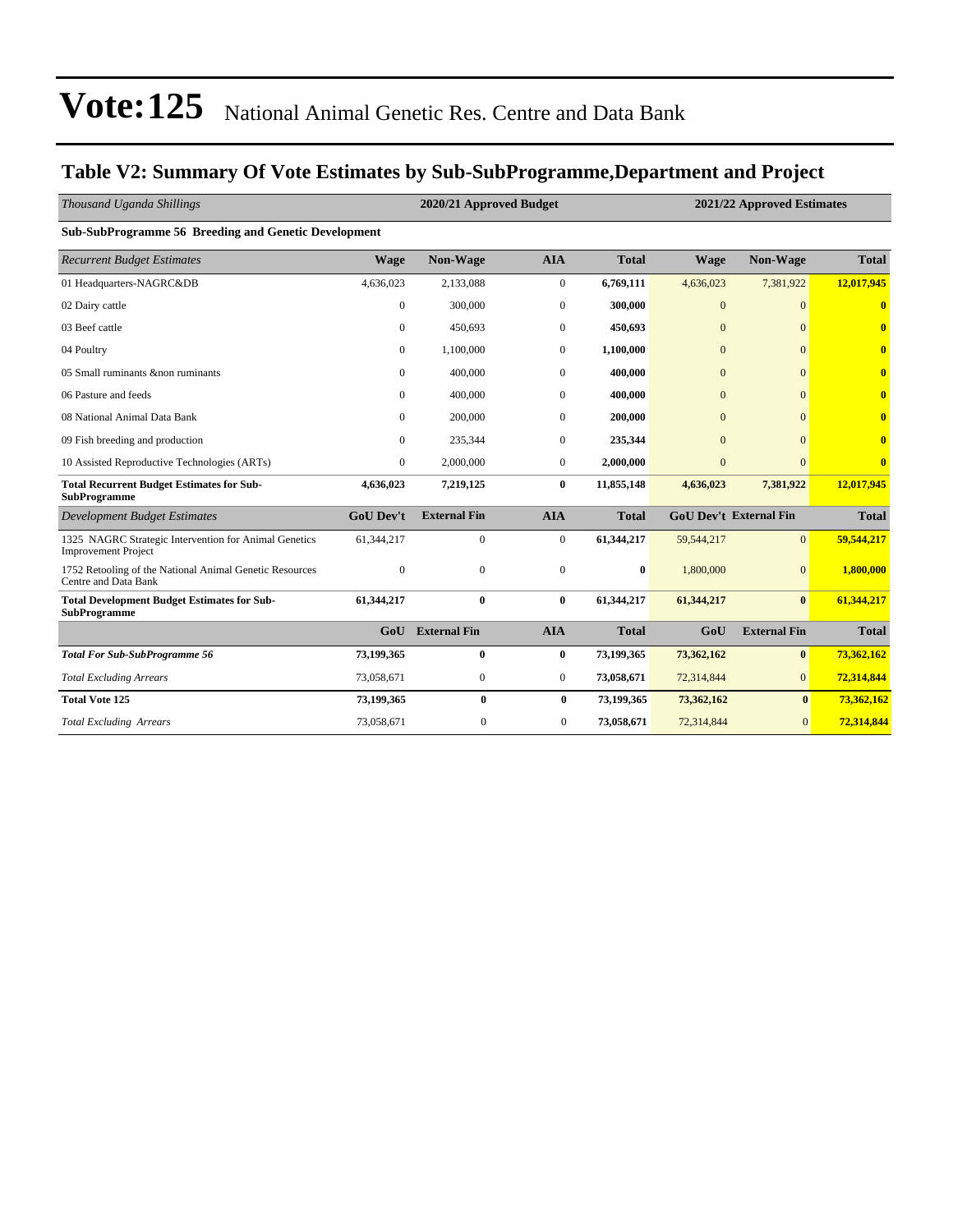# Vote:125 National Animal Genetic Res. Centre and Data Bank

## Table V2: Summary Of Vote Estimates by Sub-SubProgramme,Department and Project

| *Thousand Uganda Shillings* | 2020/21 Approved Budget | | | | 2021/22 Approved Estimates | | |
|---|---|---|---|---|---|---|---|
| **Sub-SubProgramme 56 Breeding and Genetic Development** | | | | | | | |
| *Recurrent Budget Estimates* | **Wage** | **Non-Wage** | **AIA** | **Total** | **Wage** | **Non-Wage** | **Total** |
| 01 Headquarters-NAGRC&DB | 4,636,023 | 2,133,088 | 0 | **6,769,111** | 4,636,023 | 7,381,922 | **12,017,945** |
| 02 Dairy cattle | 0 | 300,000 | 0 | **300,000** | 0 | 0 | **0** |
| 03 Beef cattle | 0 | 450,693 | 0 | **450,693** | 0 | 0 | **0** |
| 04 Poultry | 0 | 1,100,000 | 0 | **1,100,000** | 0 | 0 | **0** |
| 05 Small ruminants &non ruminants | 0 | 400,000 | 0 | **400,000** | 0 | 0 | **0** |
| 06 Pasture and feeds | 0 | 400,000 | 0 | **400,000** | 0 | 0 | **0** |
| 08 National Animal Data Bank | 0 | 200,000 | 0 | **200,000** | 0 | 0 | **0** |
| 09 Fish breeding and production | 0 | 235,344 | 0 | **235,344** | 0 | 0 | **0** |
| 10 Assisted Reproductive Technologies (ARTs) | 0 | 2,000,000 | 0 | **2,000,000** | 0 | 0 | **0** |
| **Total Recurrent Budget Estimates for Sub-SubProgramme** | **4,636,023** | **7,219,125** | **0** | **11,855,148** | **4,636,023** | **7,381,922** | **12,017,945** |
| *Development Budget Estimates* | **GoU Dev't** | **External Fin** | **AIA** | **Total** | **GoU Dev't** | **External Fin** | **Total** |
| 1325 NAGRC Strategic Intervention for Animal Genetics Improvement Project | 61,344,217 | 0 | 0 | **61,344,217** | 59,544,217 | 0 | **59,544,217** |
| 1752 Retooling of the National Animal Genetic Resources Centre and Data Bank | 0 | 0 | 0 | **0** | 1,800,000 | 0 | **1,800,000** |
| **Total Development Budget Estimates for Sub-SubProgramme** | **61,344,217** | **0** | **0** | **61,344,217** | **61,344,217** | **0** | **61,344,217** |
| | **GoU** | **External Fin** | **AIA** | **Total** | **GoU** | **External Fin** | **Total** |
| ***Total For Sub-SubProgramme 56*** | **73,199,365** | **0** | **0** | **73,199,365** | **73,362,162** | **0** | **73,362,162** |
| *Total Excluding Arrears* | 73,058,671 | 0 | 0 | **73,058,671** | 72,314,844 | 0 | **72,314,844** |
| **Total Vote 125** | **73,199,365** | **0** | **0** | **73,199,365** | **73,362,162** | **0** | **73,362,162** |
| *Total Excluding Arrears* | 73,058,671 | 0 | 0 | **73,058,671** | 72,314,844 | 0 | **72,314,844** |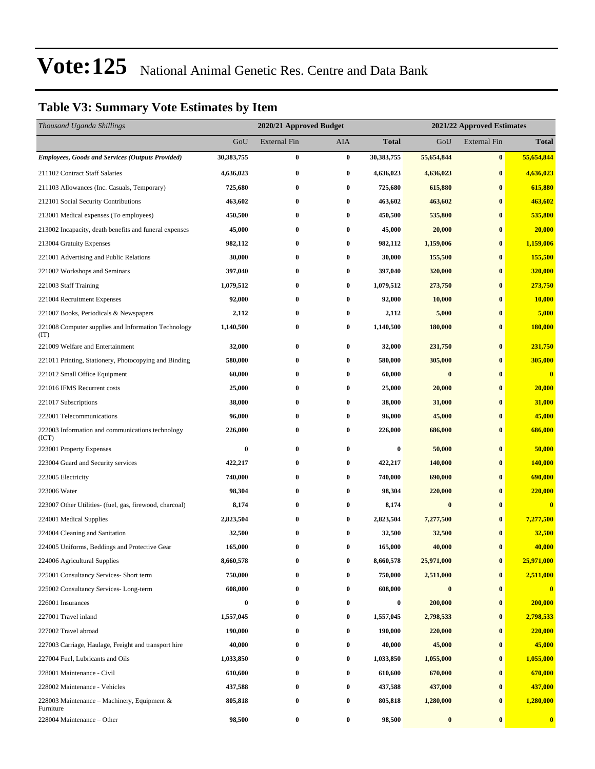# Vote:125 National Animal Genetic Res. Centre and Data Bank

## Table V3: Summary Vote Estimates by Item

| *Thousand Uganda Shillings* | 2020/21 Approved Budget | | | | 2021/22 Approved Estimates | | |
|---|---|---|---|---|---|---|---|
| | GoU | External Fin | AIA | **Total** | GoU | External Fin | **Total** |
| ***Employees, Goods and Services (Outputs Provided)*** | **30,383,755** | **0** | **0** | **30,383,755** | **55,654,844** | **0** | **55,654,844** |
| 211102 Contract Staff Salaries | **4,636,023** | **0** | **0** | **4,636,023** | **4,636,023** | **0** | **4,636,023** |
| 211103 Allowances (Inc. Casuals, Temporary) | **725,680** | **0** | **0** | **725,680** | **615,880** | **0** | **615,880** |
| 212101 Social Security Contributions | **463,602** | **0** | **0** | **463,602** | **463,602** | **0** | **463,602** |
| 213001 Medical expenses (To employees) | **450,500** | **0** | **0** | **450,500** | **535,800** | **0** | **535,800** |
| 213002 Incapacity, death benefits and funeral expenses | **45,000** | **0** | **0** | **45,000** | **20,000** | **0** | **20,000** |
| 213004 Gratuity Expenses | **982,112** | **0** | **0** | **982,112** | **1,159,006** | **0** | **1,159,006** |
| 221001 Advertising and Public Relations | **30,000** | **0** | **0** | **30,000** | **155,500** | **0** | **155,500** |
| 221002 Workshops and Seminars | **397,040** | **0** | **0** | **397,040** | **320,000** | **0** | **320,000** |
| 221003 Staff Training | **1,079,512** | **0** | **0** | **1,079,512** | **273,750** | **0** | **273,750** |
| 221004 Recruitment Expenses | **92,000** | **0** | **0** | **92,000** | **10,000** | **0** | **10,000** |
| 221007 Books, Periodicals & Newspapers | **2,112** | **0** | **0** | **2,112** | **5,000** | **0** | **5,000** |
| 221008 Computer supplies and Information Technology (IT) | **1,140,500** | **0** | **0** | **1,140,500** | **180,000** | **0** | **180,000** |
| 221009 Welfare and Entertainment | **32,000** | **0** | **0** | **32,000** | **231,750** | **0** | **231,750** |
| 221011 Printing, Stationery, Photocopying and Binding | **580,000** | **0** | **0** | **580,000** | **305,000** | **0** | **305,000** |
| 221012 Small Office Equipment | **60,000** | **0** | **0** | **60,000** | **0** | **0** | **0** |
| 221016 IFMS Recurrent costs | **25,000** | **0** | **0** | **25,000** | **20,000** | **0** | **20,000** |
| 221017 Subscriptions | **38,000** | **0** | **0** | **38,000** | **31,000** | **0** | **31,000** |
| 222001 Telecommunications | **96,000** | **0** | **0** | **96,000** | **45,000** | **0** | **45,000** |
| 222003 Information and communications technology (ICT) | **226,000** | **0** | **0** | **226,000** | **686,000** | **0** | **686,000** |
| 223001 Property Expenses | **0** | **0** | **0** | **0** | **50,000** | **0** | **50,000** |
| 223004 Guard and Security services | **422,217** | **0** | **0** | **422,217** | **140,000** | **0** | **140,000** |
| 223005 Electricity | **740,000** | **0** | **0** | **740,000** | **690,000** | **0** | **690,000** |
| 223006 Water | **98,304** | **0** | **0** | **98,304** | **220,000** | **0** | **220,000** |
| 223007 Other Utilities- (fuel, gas, firewood, charcoal) | **8,174** | **0** | **0** | **8,174** | **0** | **0** | **0** |
| 224001 Medical Supplies | **2,823,504** | **0** | **0** | **2,823,504** | **7,277,500** | **0** | **7,277,500** |
| 224004 Cleaning and Sanitation | **32,500** | **0** | **0** | **32,500** | **32,500** | **0** | **32,500** |
| 224005 Uniforms, Beddings and Protective Gear | **165,000** | **0** | **0** | **165,000** | **40,000** | **0** | **40,000** |
| 224006 Agricultural Supplies | **8,660,578** | **0** | **0** | **8,660,578** | **25,971,000** | **0** | **25,971,000** |
| 225001 Consultancy Services- Short term | **750,000** | **0** | **0** | **750,000** | **2,511,000** | **0** | **2,511,000** |
| 225002 Consultancy Services- Long-term | **608,000** | **0** | **0** | **608,000** | **0** | **0** | **0** |
| 226001 Insurances | **0** | **0** | **0** | **0** | **200,000** | **0** | **200,000** |
| 227001 Travel inland | **1,557,045** | **0** | **0** | **1,557,045** | **2,798,533** | **0** | **2,798,533** |
| 227002 Travel abroad | **190,000** | **0** | **0** | **190,000** | **220,000** | **0** | **220,000** |
| 227003 Carriage, Haulage, Freight and transport hire | **40,000** | **0** | **0** | **40,000** | **45,000** | **0** | **45,000** |
| 227004 Fuel, Lubricants and Oils | **1,033,850** | **0** | **0** | **1,033,850** | **1,055,000** | **0** | **1,055,000** |
| 228001 Maintenance - Civil | **610,600** | **0** | **0** | **610,600** | **670,000** | **0** | **670,000** |
| 228002 Maintenance - Vehicles | **437,588** | **0** | **0** | **437,588** | **437,000** | **0** | **437,000** |
| 228003 Maintenance – Machinery, Equipment & Furniture | **805,818** | **0** | **0** | **805,818** | **1,280,000** | **0** | **1,280,000** |
| 228004 Maintenance – Other | **98,500** | **0** | **0** | **98,500** | **0** | **0** | **0** |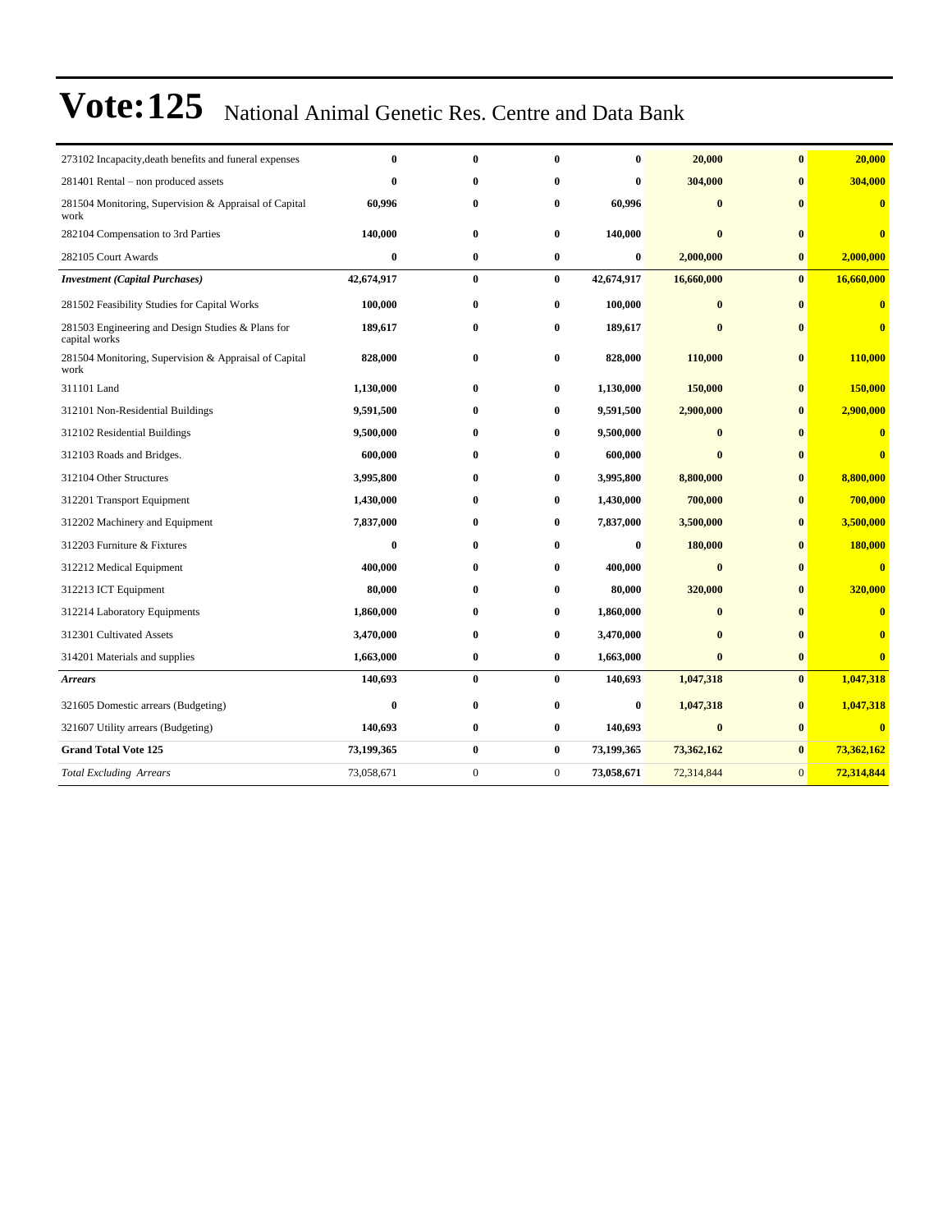# Vote:125 National Animal Genetic Res. Centre and Data Bank

| | | | | | | | |
|---|---|---|---|---|---|---|---|
| 273102 Incapacity,death benefits and funeral expenses | **0** | **0** | **0** | **0** | **20,000** | **0** | **20,000** |
| 281401 Rental – non produced assets | **0** | **0** | **0** | **0** | **304,000** | **0** | **304,000** |
| 281504 Monitoring, Supervision & Appraisal of Capital work | **60,996** | **0** | **0** | **60,996** | **0** | **0** | **0** |
| 282104 Compensation to 3rd Parties | **140,000** | **0** | **0** | **140,000** | **0** | **0** | **0** |
| 282105 Court Awards | **0** | **0** | **0** | **0** | **2,000,000** | **0** | **2,000,000** |
| ***Investment (Capital Purchases)*** | **42,674,917** | **0** | **0** | **42,674,917** | **16,660,000** | **0** | **16,660,000** |
| 281502 Feasibility Studies for Capital Works | **100,000** | **0** | **0** | **100,000** | **0** | **0** | **0** |
| 281503 Engineering and Design Studies & Plans for capital works | **189,617** | **0** | **0** | **189,617** | **0** | **0** | **0** |
| 281504 Monitoring, Supervision & Appraisal of Capital work | **828,000** | **0** | **0** | **828,000** | **110,000** | **0** | **110,000** |
| 311101 Land | **1,130,000** | **0** | **0** | **1,130,000** | **150,000** | **0** | **150,000** |
| 312101 Non-Residential Buildings | **9,591,500** | **0** | **0** | **9,591,500** | **2,900,000** | **0** | **2,900,000** |
| 312102 Residential Buildings | **9,500,000** | **0** | **0** | **9,500,000** | **0** | **0** | **0** |
| 312103 Roads and Bridges. | **600,000** | **0** | **0** | **600,000** | **0** | **0** | **0** |
| 312104 Other Structures | **3,995,800** | **0** | **0** | **3,995,800** | **8,800,000** | **0** | **8,800,000** |
| 312201 Transport Equipment | **1,430,000** | **0** | **0** | **1,430,000** | **700,000** | **0** | **700,000** |
| 312202 Machinery and Equipment | **7,837,000** | **0** | **0** | **7,837,000** | **3,500,000** | **0** | **3,500,000** |
| 312203 Furniture & Fixtures | **0** | **0** | **0** | **0** | **180,000** | **0** | **180,000** |
| 312212 Medical Equipment | **400,000** | **0** | **0** | **400,000** | **0** | **0** | **0** |
| 312213 ICT Equipment | **80,000** | **0** | **0** | **80,000** | **320,000** | **0** | **320,000** |
| 312214 Laboratory Equipments | **1,860,000** | **0** | **0** | **1,860,000** | **0** | **0** | **0** |
| 312301 Cultivated Assets | **3,470,000** | **0** | **0** | **3,470,000** | **0** | **0** | **0** |
| 314201 Materials and supplies | **1,663,000** | **0** | **0** | **1,663,000** | **0** | **0** | **0** |
| ***Arrears*** | **140,693** | **0** | **0** | **140,693** | **1,047,318** | **0** | **1,047,318** |
| 321605 Domestic arrears (Budgeting) | **0** | **0** | **0** | **0** | **1,047,318** | **0** | **1,047,318** |
| 321607 Utility arrears (Budgeting) | **140,693** | **0** | **0** | **140,693** | **0** | **0** | **0** |
| **Grand Total Vote 125** | **73,199,365** | **0** | **0** | **73,199,365** | **73,362,162** | **0** | **73,362,162** |
| *Total Excluding Arrears* | 73,058,671 | 0 | 0 | **73,058,671** | 72,314,844 | 0 | **72,314,844** |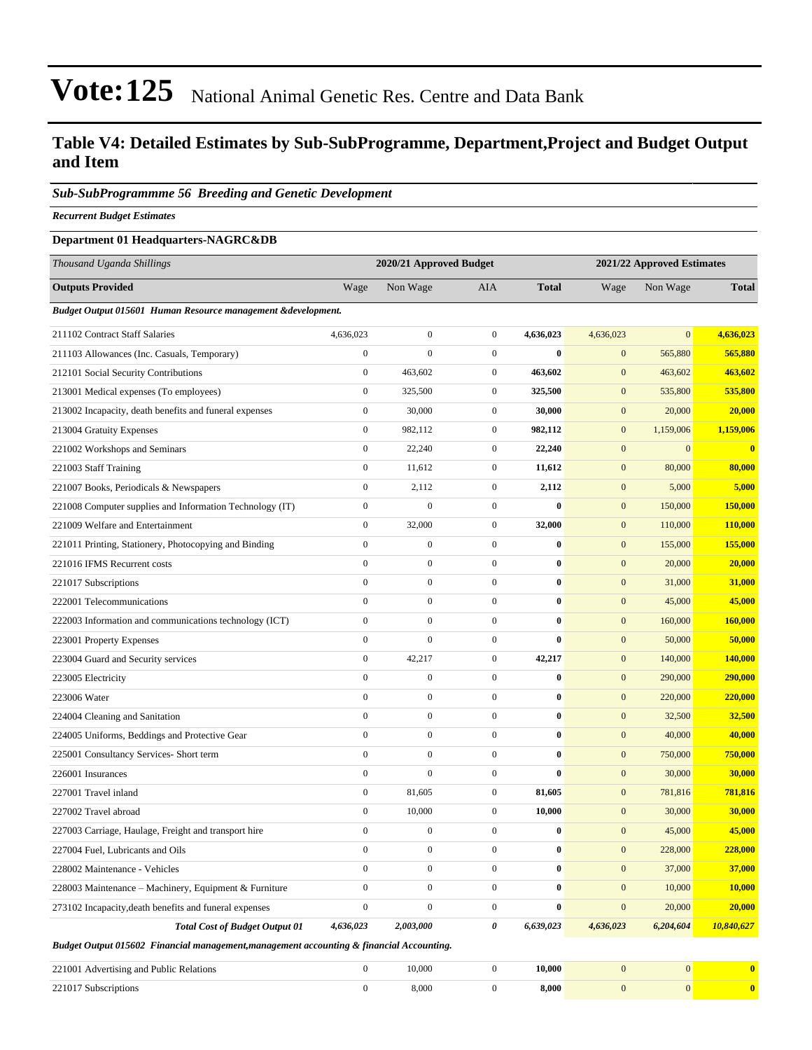# Vote:125 National Animal Genetic Res. Centre and Data Bank

## Table V4: Detailed Estimates by Sub-SubProgramme, Department,Project and Budget Output and Item

### *Sub-SubProgrammme 56 Breeding and Genetic Development*

***Recurrent Budget Estimates***

**Department 01 Headquarters-NAGRC&DB**

| *Thousand Uganda Shillings* | 2020/21 Approved Budget | | | | 2021/22 Approved Estimates | | |
|---|---|---|---|---|---|---|---|
| **Outputs Provided** | Wage | Non Wage | AIA | **Total** | Wage | Non Wage | **Total** |
| ***Budget Output 015601 Human Resource management &development.*** | | | | | | | |
| 211102 Contract Staff Salaries | 4,636,023 | 0 | 0 | **4,636,023** | 4,636,023 | 0 | **4,636,023** |
| 211103 Allowances (Inc. Casuals, Temporary) | 0 | 0 | 0 | **0** | 0 | 565,880 | **565,880** |
| 212101 Social Security Contributions | 0 | 463,602 | 0 | **463,602** | 0 | 463,602 | **463,602** |
| 213001 Medical expenses (To employees) | 0 | 325,500 | 0 | **325,500** | 0 | 535,800 | **535,800** |
| 213002 Incapacity, death benefits and funeral expenses | 0 | 30,000 | 0 | **30,000** | 0 | 20,000 | **20,000** |
| 213004 Gratuity Expenses | 0 | 982,112 | 0 | **982,112** | 0 | 1,159,006 | **1,159,006** |
| 221002 Workshops and Seminars | 0 | 22,240 | 0 | **22,240** | 0 | 0 | **0** |
| 221003 Staff Training | 0 | 11,612 | 0 | **11,612** | 0 | 80,000 | **80,000** |
| 221007 Books, Periodicals & Newspapers | 0 | 2,112 | 0 | **2,112** | 0 | 5,000 | **5,000** |
| 221008 Computer supplies and Information Technology (IT) | 0 | 0 | 0 | **0** | 0 | 150,000 | **150,000** |
| 221009 Welfare and Entertainment | 0 | 32,000 | 0 | **32,000** | 0 | 110,000 | **110,000** |
| 221011 Printing, Stationery, Photocopying and Binding | 0 | 0 | 0 | **0** | 0 | 155,000 | **155,000** |
| 221016 IFMS Recurrent costs | 0 | 0 | 0 | **0** | 0 | 20,000 | **20,000** |
| 221017 Subscriptions | 0 | 0 | 0 | **0** | 0 | 31,000 | **31,000** |
| 222001 Telecommunications | 0 | 0 | 0 | **0** | 0 | 45,000 | **45,000** |
| 222003 Information and communications technology (ICT) | 0 | 0 | 0 | **0** | 0 | 160,000 | **160,000** |
| 223001 Property Expenses | 0 | 0 | 0 | **0** | 0 | 50,000 | **50,000** |
| 223004 Guard and Security services | 0 | 42,217 | 0 | **42,217** | 0 | 140,000 | **140,000** |
| 223005 Electricity | 0 | 0 | 0 | **0** | 0 | 290,000 | **290,000** |
| 223006 Water | 0 | 0 | 0 | **0** | 0 | 220,000 | **220,000** |
| 224004 Cleaning and Sanitation | 0 | 0 | 0 | **0** | 0 | 32,500 | **32,500** |
| 224005 Uniforms, Beddings and Protective Gear | 0 | 0 | 0 | **0** | 0 | 40,000 | **40,000** |
| 225001 Consultancy Services- Short term | 0 | 0 | 0 | **0** | 0 | 750,000 | **750,000** |
| 226001 Insurances | 0 | 0 | 0 | **0** | 0 | 30,000 | **30,000** |
| 227001 Travel inland | 0 | 81,605 | 0 | **81,605** | 0 | 781,816 | **781,816** |
| 227002 Travel abroad | 0 | 10,000 | 0 | **10,000** | 0 | 30,000 | **30,000** |
| 227003 Carriage, Haulage, Freight and transport hire | 0 | 0 | 0 | **0** | 0 | 45,000 | **45,000** |
| 227004 Fuel, Lubricants and Oils | 0 | 0 | 0 | **0** | 0 | 228,000 | **228,000** |
| 228002 Maintenance - Vehicles | 0 | 0 | 0 | **0** | 0 | 37,000 | **37,000** |
| 228003 Maintenance – Machinery, Equipment & Furniture | 0 | 0 | 0 | **0** | 0 | 10,000 | **10,000** |
| 273102 Incapacity,death benefits and funeral expenses | 0 | 0 | 0 | **0** | 0 | 20,000 | **20,000** |
| ***Total Cost of Budget Output 01*** | ***4,636,023*** | ***2,003,000*** | ***0*** | ***6,639,023*** | ***4,636,023*** | ***6,204,604*** | ***10,840,627*** |
| ***Budget Output 015602 Financial management,management accounting & financial Accounting.*** | | | | | | | |
| 221001 Advertising and Public Relations | 0 | 10,000 | 0 | **10,000** | 0 | 0 | **0** |
| 221017 Subscriptions | 0 | 8,000 | 0 | **8,000** | 0 | 0 | **0** |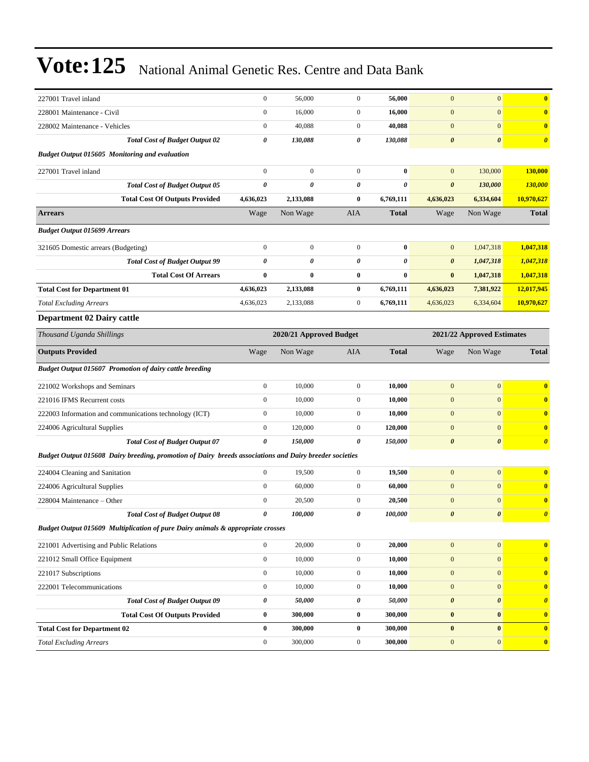# Vote:125 National Animal Genetic Res. Centre and Data Bank

| | | | | | | | |
|---|---|---|---|---|---|---|---|
| 227001 Travel inland | 0 | 56,000 | 0 | **56,000** | 0 | 0 | **0** |
| 228001 Maintenance - Civil | 0 | 16,000 | 0 | **16,000** | 0 | 0 | **0** |
| 228002 Maintenance - Vehicles | 0 | 40,088 | 0 | **40,088** | 0 | 0 | **0** |
| ***Total Cost of Budget Output 02*** | ***0*** | ***130,088*** | ***0*** | ***130,088*** | ***0*** | ***0*** | ***0*** |
| ***Budget Output 015605 Monitoring and evaluation*** | | | | | | | |
| 227001 Travel inland | 0 | 0 | 0 | **0** | 0 | 130,000 | **130,000** |
| ***Total Cost of Budget Output 05*** | ***0*** | ***0*** | ***0*** | ***0*** | ***0*** | ***130,000*** | ***130,000*** |
| **Total Cost Of Outputs Provided** | **4,636,023** | **2,133,088** | **0** | **6,769,111** | **4,636,023** | **6,334,604** | **10,970,627** |
| **Arrears** | Wage | Non Wage | AIA | **Total** | Wage | Non Wage | **Total** |
| ***Budget Output 015699 Arrears*** | | | | | | | |
| 321605 Domestic arrears (Budgeting) | 0 | 0 | 0 | **0** | 0 | 1,047,318 | **1,047,318** |
| ***Total Cost of Budget Output 99*** | ***0*** | ***0*** | ***0*** | ***0*** | ***0*** | ***1,047,318*** | ***1,047,318*** |
| **Total Cost Of Arrears** | **0** | **0** | **0** | **0** | **0** | **1,047,318** | **1,047,318** |
| **Total Cost for Department 01** | **4,636,023** | **2,133,088** | **0** | **6,769,111** | **4,636,023** | **7,381,922** | **12,017,945** |
| *Total Excluding Arrears* | 4,636,023 | 2,133,088 | 0 | **6,769,111** | 4,636,023 | 6,334,604 | **10,970,627** |

### Department 02 Dairy cattle

| *Thousand Uganda Shillings* | | 2020/21 Approved Budget | | | | 2021/22 Approved Estimates | |
|---|---|---|---|---|---|---|---|
| **Outputs Provided** | Wage | Non Wage | AIA | **Total** | Wage | Non Wage | **Total** |
| ***Budget Output 015607 Promotion of dairy cattle breeding*** | | | | | | | |
| 221002 Workshops and Seminars | 0 | 10,000 | 0 | **10,000** | 0 | 0 | **0** |
| 221016 IFMS Recurrent costs | 0 | 10,000 | 0 | **10,000** | 0 | 0 | **0** |
| 222003 Information and communications technology (ICT) | 0 | 10,000 | 0 | **10,000** | 0 | 0 | **0** |
| 224006 Agricultural Supplies | 0 | 120,000 | 0 | **120,000** | 0 | 0 | **0** |
| ***Total Cost of Budget Output 07*** | ***0*** | ***150,000*** | ***0*** | ***150,000*** | ***0*** | ***0*** | ***0*** |
| ***Budget Output 015608 Dairy breeding, promotion of Dairy breeds associations and Dairy breeder societies*** | | | | | | | |
| 224004 Cleaning and Sanitation | 0 | 19,500 | 0 | **19,500** | 0 | 0 | **0** |
| 224006 Agricultural Supplies | 0 | 60,000 | 0 | **60,000** | 0 | 0 | **0** |
| 228004 Maintenance – Other | 0 | 20,500 | 0 | **20,500** | 0 | 0 | **0** |
| ***Total Cost of Budget Output 08*** | ***0*** | ***100,000*** | ***0*** | ***100,000*** | ***0*** | ***0*** | ***0*** |
| ***Budget Output 015609 Multiplication of pure Dairy animals & appropriate crosses*** | | | | | | | |
| 221001 Advertising and Public Relations | 0 | 20,000 | 0 | **20,000** | 0 | 0 | **0** |
| 221012 Small Office Equipment | 0 | 10,000 | 0 | **10,000** | 0 | 0 | **0** |
| 221017 Subscriptions | 0 | 10,000 | 0 | **10,000** | 0 | 0 | **0** |
| 222001 Telecommunications | 0 | 10,000 | 0 | **10,000** | 0 | 0 | **0** |
| ***Total Cost of Budget Output 09*** | ***0*** | ***50,000*** | ***0*** | ***50,000*** | ***0*** | ***0*** | ***0*** |
| **Total Cost Of Outputs Provided** | **0** | **300,000** | **0** | **300,000** | **0** | **0** | **0** |
| **Total Cost for Department 02** | **0** | **300,000** | **0** | **300,000** | **0** | **0** | **0** |
| *Total Excluding Arrears* | 0 | 300,000 | 0 | **300,000** | 0 | 0 | **0** |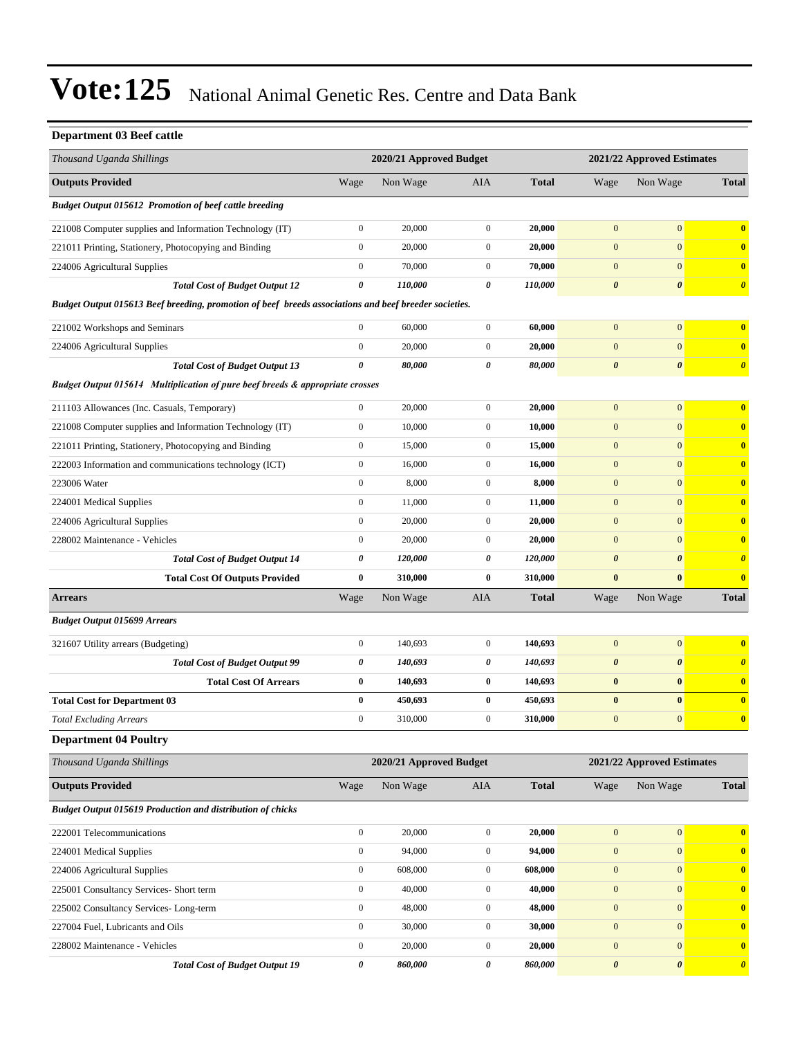# Vote:125 National Animal Genetic Res. Centre and Data Bank

### Department 03 Beef cattle

| *Thousand Uganda Shillings* | 2020/21 Approved Budget | | | | 2021/22 Approved Estimates | | |
|---|---|---|---|---|---|---|---|
| **Outputs Provided** | Wage | Non Wage | AIA | **Total** | Wage | Non Wage | **Total** |
| ***Budget Output 015612 Promotion of beef cattle breeding*** | | | | | | | |
| 221008 Computer supplies and Information Technology (IT) | 0 | 20,000 | 0 | **20,000** | 0 | 0 | **0** |
| 221011 Printing, Stationery, Photocopying and Binding | 0 | 20,000 | 0 | **20,000** | 0 | 0 | **0** |
| 224006 Agricultural Supplies | 0 | 70,000 | 0 | **70,000** | 0 | 0 | **0** |
| ***Total Cost of Budget Output 12*** | ***0*** | ***110,000*** | ***0*** | ***110,000*** | ***0*** | ***0*** | ***0*** |
| ***Budget Output 015613 Beef breeding, promotion of beef breeds associations and beef breeder societies.*** | | | | | | | |
| 221002 Workshops and Seminars | 0 | 60,000 | 0 | **60,000** | 0 | 0 | **0** |
| 224006 Agricultural Supplies | 0 | 20,000 | 0 | **20,000** | 0 | 0 | **0** |
| ***Total Cost of Budget Output 13*** | ***0*** | ***80,000*** | ***0*** | ***80,000*** | ***0*** | ***0*** | ***0*** |
| ***Budget Output 015614 Multiplication of pure beef breeds & appropriate crosses*** | | | | | | | |
| 211103 Allowances (Inc. Casuals, Temporary) | 0 | 20,000 | 0 | **20,000** | 0 | 0 | **0** |
| 221008 Computer supplies and Information Technology (IT) | 0 | 10,000 | 0 | **10,000** | 0 | 0 | **0** |
| 221011 Printing, Stationery, Photocopying and Binding | 0 | 15,000 | 0 | **15,000** | 0 | 0 | **0** |
| 222003 Information and communications technology (ICT) | 0 | 16,000 | 0 | **16,000** | 0 | 0 | **0** |
| 223006 Water | 0 | 8,000 | 0 | **8,000** | 0 | 0 | **0** |
| 224001 Medical Supplies | 0 | 11,000 | 0 | **11,000** | 0 | 0 | **0** |
| 224006 Agricultural Supplies | 0 | 20,000 | 0 | **20,000** | 0 | 0 | **0** |
| 228002 Maintenance - Vehicles | 0 | 20,000 | 0 | **20,000** | 0 | 0 | **0** |
| ***Total Cost of Budget Output 14*** | ***0*** | ***120,000*** | ***0*** | ***120,000*** | ***0*** | ***0*** | ***0*** |
| **Total Cost Of Outputs Provided** | **0** | **310,000** | **0** | **310,000** | **0** | **0** | **0** |
| **Arrears** | Wage | Non Wage | AIA | **Total** | Wage | Non Wage | **Total** |
| ***Budget Output 015699 Arrears*** | | | | | | | |
| 321607 Utility arrears (Budgeting) | 0 | 140,693 | 0 | **140,693** | 0 | 0 | **0** |
| ***Total Cost of Budget Output 99*** | ***0*** | ***140,693*** | ***0*** | ***140,693*** | ***0*** | ***0*** | ***0*** |
| **Total Cost Of Arrears** | **0** | **140,693** | **0** | **140,693** | **0** | **0** | **0** |
| **Total Cost for Department 03** | **0** | **450,693** | **0** | **450,693** | **0** | **0** | **0** |
| *Total Excluding Arrears* | 0 | 310,000 | 0 | **310,000** | 0 | 0 | **0** |

### Department 04 Poultry

| *Thousand Uganda Shillings* | 2020/21 Approved Budget | | | | 2021/22 Approved Estimates | | |
|---|---|---|---|---|---|---|---|
| **Outputs Provided** | Wage | Non Wage | AIA | **Total** | Wage | Non Wage | **Total** |
| ***Budget Output 015619 Production and distribution of chicks*** | | | | | | | |
| 222001 Telecommunications | 0 | 20,000 | 0 | **20,000** | 0 | 0 | **0** |
| 224001 Medical Supplies | 0 | 94,000 | 0 | **94,000** | 0 | 0 | **0** |
| 224006 Agricultural Supplies | 0 | 608,000 | 0 | **608,000** | 0 | 0 | **0** |
| 225001 Consultancy Services- Short term | 0 | 40,000 | 0 | **40,000** | 0 | 0 | **0** |
| 225002 Consultancy Services- Long-term | 0 | 48,000 | 0 | **48,000** | 0 | 0 | **0** |
| 227004 Fuel, Lubricants and Oils | 0 | 30,000 | 0 | **30,000** | 0 | 0 | **0** |
| 228002 Maintenance - Vehicles | 0 | 20,000 | 0 | **20,000** | 0 | 0 | **0** |
| ***Total Cost of Budget Output 19*** | ***0*** | ***860,000*** | ***0*** | ***860,000*** | ***0*** | ***0*** | ***0*** |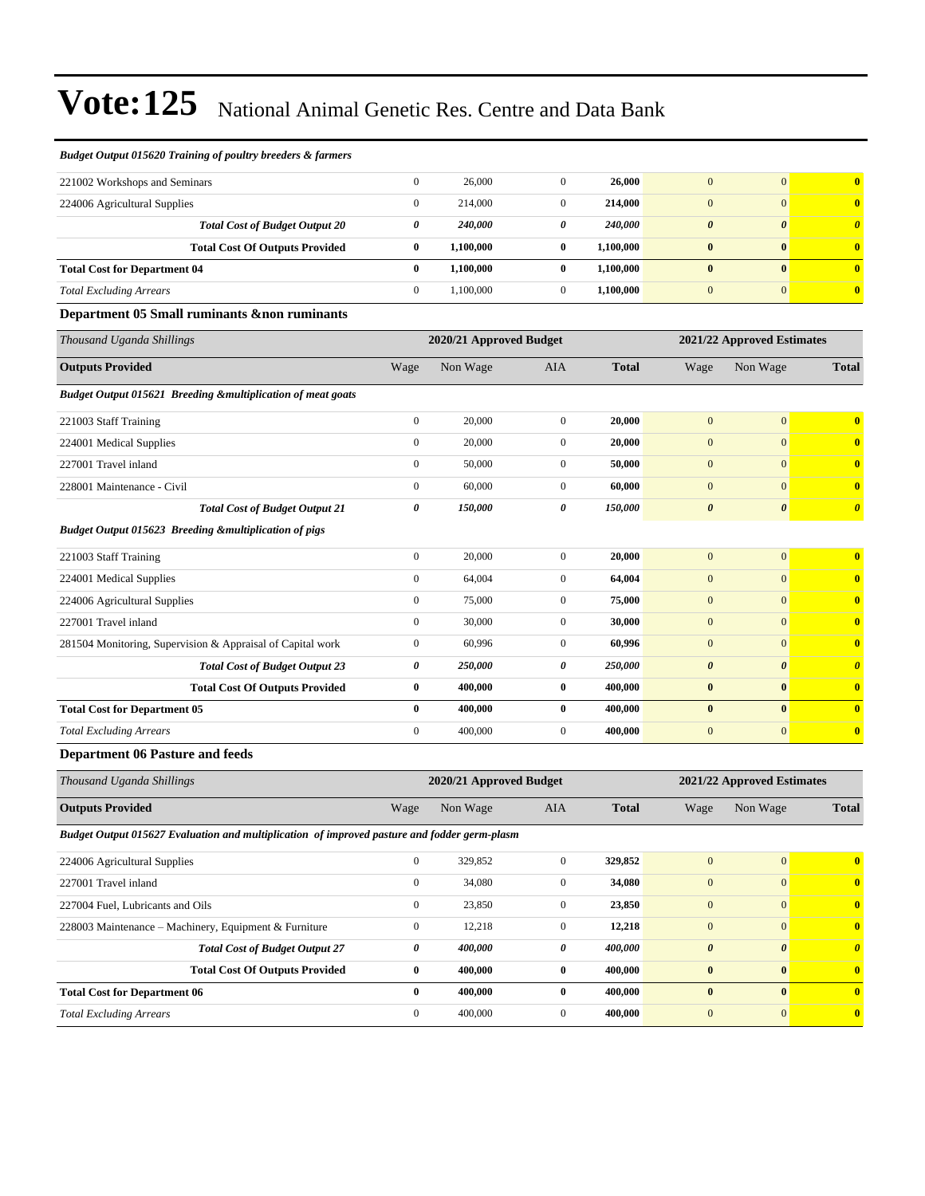# Vote:125 National Animal Genetic Res. Centre and Data Bank

| | Wage | Non Wage | AIA | Total | Wage | Non Wage | Total |
|---|---|---|---|---|---|---|---|
| ***Budget Output 015620 Training of poultry breeders & farmers*** | | | | | | | |
| 221002 Workshops and Seminars | 0 | 26,000 | 0 | **26,000** | 0 | 0 | **0** |
| 224006 Agricultural Supplies | 0 | 214,000 | 0 | **214,000** | 0 | 0 | **0** |
| ***Total Cost of Budget Output 20*** | ***0*** | ***240,000*** | ***0*** | ***240,000*** | ***0*** | ***0*** | ***0*** |
| **Total Cost Of Outputs Provided** | **0** | **1,100,000** | **0** | **1,100,000** | **0** | **0** | **0** |
| **Total Cost for Department 04** | **0** | **1,100,000** | **0** | **1,100,000** | **0** | **0** | **0** |
| *Total Excluding Arrears* | 0 | 1,100,000 | 0 | **1,100,000** | 0 | 0 | **0** |

### Department 05 Small ruminants &non ruminants

| *Thousand Uganda Shillings* | 2020/21 Approved Budget | | | | 2021/22 Approved Estimates | | |
|---|---|---|---|---|---|---|---|
| **Outputs Provided** | Wage | Non Wage | AIA | **Total** | Wage | Non Wage | **Total** |
| ***Budget Output 015621 Breeding &multiplication of meat goats*** | | | | | | | |
| 221003 Staff Training | 0 | 20,000 | 0 | **20,000** | 0 | 0 | **0** |
| 224001 Medical Supplies | 0 | 20,000 | 0 | **20,000** | 0 | 0 | **0** |
| 227001 Travel inland | 0 | 50,000 | 0 | **50,000** | 0 | 0 | **0** |
| 228001 Maintenance - Civil | 0 | 60,000 | 0 | **60,000** | 0 | 0 | **0** |
| ***Total Cost of Budget Output 21*** | ***0*** | ***150,000*** | ***0*** | ***150,000*** | ***0*** | ***0*** | ***0*** |
| ***Budget Output 015623 Breeding &multiplication of pigs*** | | | | | | | |
| 221003 Staff Training | 0 | 20,000 | 0 | **20,000** | 0 | 0 | **0** |
| 224001 Medical Supplies | 0 | 64,004 | 0 | **64,004** | 0 | 0 | **0** |
| 224006 Agricultural Supplies | 0 | 75,000 | 0 | **75,000** | 0 | 0 | **0** |
| 227001 Travel inland | 0 | 30,000 | 0 | **30,000** | 0 | 0 | **0** |
| 281504 Monitoring, Supervision & Appraisal of Capital work | 0 | 60,996 | 0 | **60,996** | 0 | 0 | **0** |
| ***Total Cost of Budget Output 23*** | ***0*** | ***250,000*** | ***0*** | ***250,000*** | ***0*** | ***0*** | ***0*** |
| **Total Cost Of Outputs Provided** | **0** | **400,000** | **0** | **400,000** | **0** | **0** | **0** |
| **Total Cost for Department 05** | **0** | **400,000** | **0** | **400,000** | **0** | **0** | **0** |
| *Total Excluding Arrears* | 0 | 400,000 | 0 | **400,000** | 0 | 0 | **0** |

### Department 06 Pasture and feeds

| *Thousand Uganda Shillings* | 2020/21 Approved Budget | | | | 2021/22 Approved Estimates | | |
|---|---|---|---|---|---|---|---|
| **Outputs Provided** | Wage | Non Wage | AIA | **Total** | Wage | Non Wage | **Total** |
| ***Budget Output 015627 Evaluation and multiplication of improved pasture and fodder germ-plasm*** | | | | | | | |
| 224006 Agricultural Supplies | 0 | 329,852 | 0 | **329,852** | 0 | 0 | **0** |
| 227001 Travel inland | 0 | 34,080 | 0 | **34,080** | 0 | 0 | **0** |
| 227004 Fuel, Lubricants and Oils | 0 | 23,850 | 0 | **23,850** | 0 | 0 | **0** |
| 228003 Maintenance – Machinery, Equipment & Furniture | 0 | 12,218 | 0 | **12,218** | 0 | 0 | **0** |
| ***Total Cost of Budget Output 27*** | ***0*** | ***400,000*** | ***0*** | ***400,000*** | ***0*** | ***0*** | ***0*** |
| **Total Cost Of Outputs Provided** | **0** | **400,000** | **0** | **400,000** | **0** | **0** | **0** |
| **Total Cost for Department 06** | **0** | **400,000** | **0** | **400,000** | **0** | **0** | **0** |
| *Total Excluding Arrears* | 0 | 400,000 | 0 | **400,000** | 0 | 0 | **0** |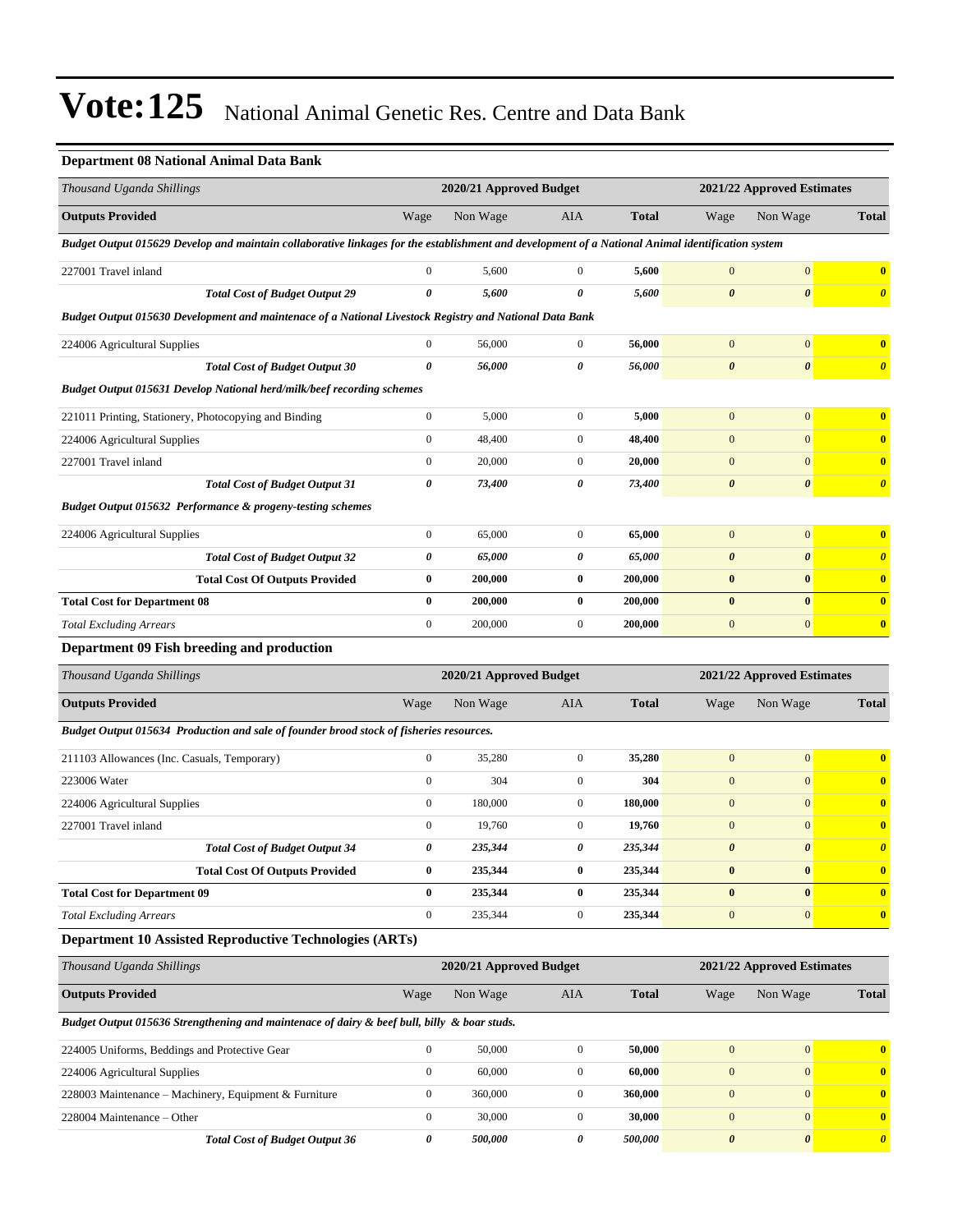# Vote:125 National Animal Genetic Res. Centre and Data Bank

### Department 08 National Animal Data Bank

| *Thousand Uganda Shillings* | 2020/21 Approved Budget | | | | 2021/22 Approved Estimates | | |
|---|---|---|---|---|---|---|---|
| **Outputs Provided** | Wage | Non Wage | AIA | **Total** | Wage | Non Wage | **Total** |
| ***Budget Output 015629 Develop and maintain collaborative linkages for the establishment and development of a National Animal identification system*** | | | | | | | |
| 227001 Travel inland | 0 | 5,600 | 0 | **5,600** | 0 | 0 | **0** |
| ***Total Cost of Budget Output 29*** | ***0*** | ***5,600*** | ***0*** | ***5,600*** | ***0*** | ***0*** | ***0*** |
| ***Budget Output 015630 Development and maintenace of a National Livestock Registry and National Data Bank*** | | | | | | | |
| 224006 Agricultural Supplies | 0 | 56,000 | 0 | **56,000** | 0 | 0 | **0** |
| ***Total Cost of Budget Output 30*** | ***0*** | ***56,000*** | ***0*** | ***56,000*** | ***0*** | ***0*** | ***0*** |
| ***Budget Output 015631 Develop National herd/milk/beef recording schemes*** | | | | | | | |
| 221011 Printing, Stationery, Photocopying and Binding | 0 | 5,000 | 0 | **5,000** | 0 | 0 | **0** |
| 224006 Agricultural Supplies | 0 | 48,400 | 0 | **48,400** | 0 | 0 | **0** |
| 227001 Travel inland | 0 | 20,000 | 0 | **20,000** | 0 | 0 | **0** |
| ***Total Cost of Budget Output 31*** | ***0*** | ***73,400*** | ***0*** | ***73,400*** | ***0*** | ***0*** | ***0*** |
| ***Budget Output 015632 Performance & progeny-testing schemes*** | | | | | | | |
| 224006 Agricultural Supplies | 0 | 65,000 | 0 | **65,000** | 0 | 0 | **0** |
| ***Total Cost of Budget Output 32*** | ***0*** | ***65,000*** | ***0*** | ***65,000*** | ***0*** | ***0*** | ***0*** |
| **Total Cost Of Outputs Provided** | **0** | **200,000** | **0** | **200,000** | **0** | **0** | **0** |
| **Total Cost for Department 08** | **0** | **200,000** | **0** | **200,000** | **0** | **0** | **0** |
| *Total Excluding Arrears* | 0 | 200,000 | 0 | **200,000** | 0 | 0 | **0** |

### Department 09 Fish breeding and production

| *Thousand Uganda Shillings* | 2020/21 Approved Budget | | | | 2021/22 Approved Estimates | | |
|---|---|---|---|---|---|---|---|
| **Outputs Provided** | Wage | Non Wage | AIA | **Total** | Wage | Non Wage | **Total** |
| ***Budget Output 015634 Production and sale of founder brood stock of fisheries resources.*** | | | | | | | |
| 211103 Allowances (Inc. Casuals, Temporary) | 0 | 35,280 | 0 | **35,280** | 0 | 0 | **0** |
| 223006 Water | 0 | 304 | 0 | **304** | 0 | 0 | **0** |
| 224006 Agricultural Supplies | 0 | 180,000 | 0 | **180,000** | 0 | 0 | **0** |
| 227001 Travel inland | 0 | 19,760 | 0 | **19,760** | 0 | 0 | **0** |
| ***Total Cost of Budget Output 34*** | ***0*** | ***235,344*** | ***0*** | ***235,344*** | ***0*** | ***0*** | ***0*** |
| **Total Cost Of Outputs Provided** | **0** | **235,344** | **0** | **235,344** | **0** | **0** | **0** |
| **Total Cost for Department 09** | **0** | **235,344** | **0** | **235,344** | **0** | **0** | **0** |
| *Total Excluding Arrears* | 0 | 235,344 | 0 | **235,344** | 0 | 0 | **0** |

### Department 10 Assisted Reproductive Technologies (ARTs)

| *Thousand Uganda Shillings* | 2020/21 Approved Budget | | | | 2021/22 Approved Estimates | | |
|---|---|---|---|---|---|---|---|
| **Outputs Provided** | Wage | Non Wage | AIA | **Total** | Wage | Non Wage | **Total** |
| ***Budget Output 015636 Strengthening and maintenace of dairy & beef bull, billy & boar studs.*** | | | | | | | |
| 224005 Uniforms, Beddings and Protective Gear | 0 | 50,000 | 0 | **50,000** | 0 | 0 | **0** |
| 224006 Agricultural Supplies | 0 | 60,000 | 0 | **60,000** | 0 | 0 | **0** |
| 228003 Maintenance – Machinery, Equipment & Furniture | 0 | 360,000 | 0 | **360,000** | 0 | 0 | **0** |
| 228004 Maintenance – Other | 0 | 30,000 | 0 | **30,000** | 0 | 0 | **0** |
| ***Total Cost of Budget Output 36*** | ***0*** | ***500,000*** | ***0*** | ***500,000*** | ***0*** | ***0*** | ***0*** |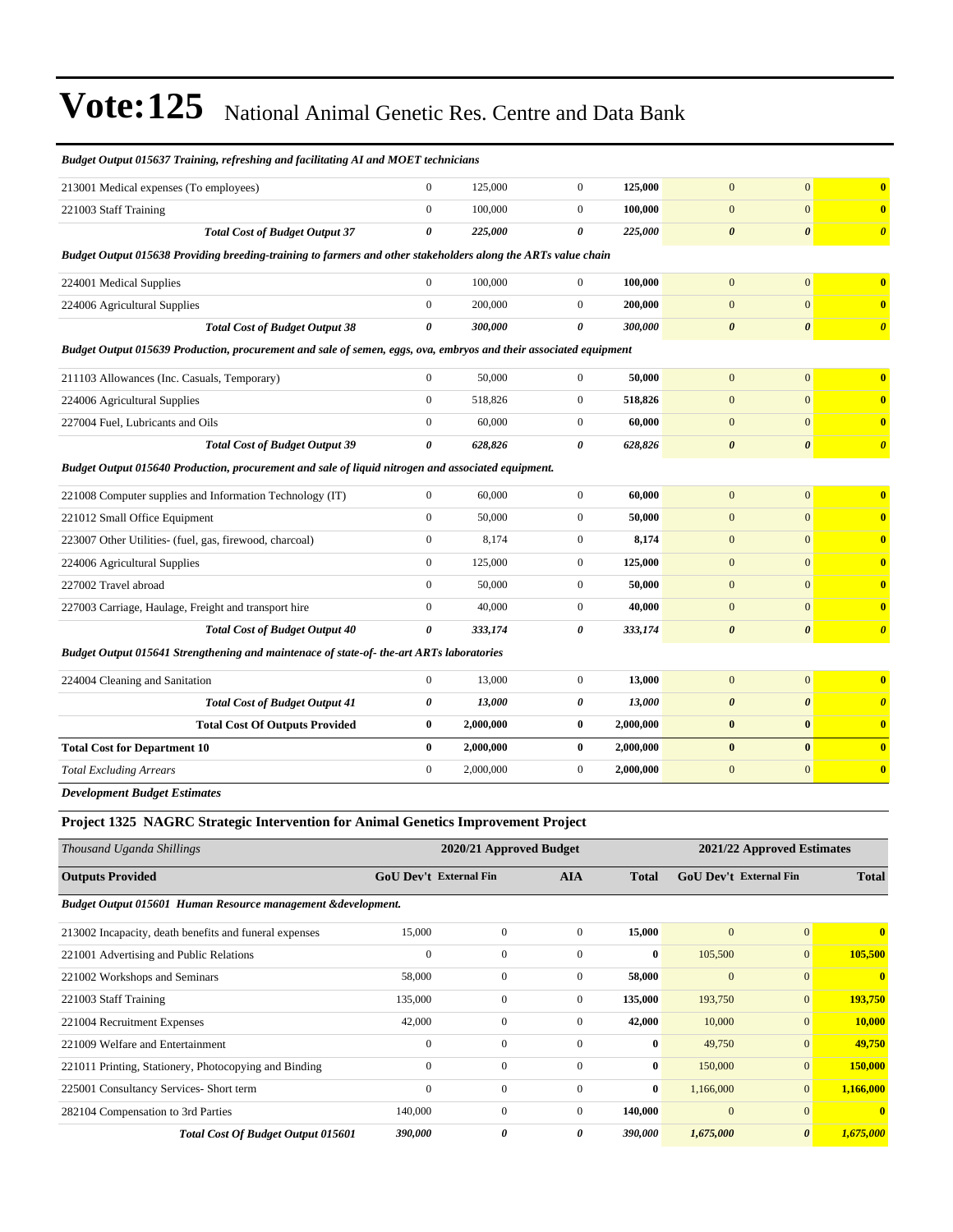# Vote:125 National Animal Genetic Res. Centre and Data Bank

| | | | | | | | |
|---|---|---|---|---|---|---|---|
| ***Budget Output 015637 Training, refreshing and facilitating AI and MOET technicians*** | | | | | | | |
| 213001 Medical expenses (To employees) | 0 | 125,000 | 0 | **125,000** | 0 | 0 | **0** |
| 221003 Staff Training | 0 | 100,000 | 0 | **100,000** | 0 | 0 | **0** |
| ***Total Cost of Budget Output 37*** | ***0*** | ***225,000*** | ***0*** | ***225,000*** | ***0*** | ***0*** | ***0*** |
| ***Budget Output 015638 Providing breeding-training to farmers and other stakeholders along the ARTs value chain*** | | | | | | | |
| 224001 Medical Supplies | 0 | 100,000 | 0 | **100,000** | 0 | 0 | **0** |
| 224006 Agricultural Supplies | 0 | 200,000 | 0 | **200,000** | 0 | 0 | **0** |
| ***Total Cost of Budget Output 38*** | ***0*** | ***300,000*** | ***0*** | ***300,000*** | ***0*** | ***0*** | ***0*** |
| ***Budget Output 015639 Production, procurement and sale of semen, eggs, ova, embryos and their associated equipment*** | | | | | | | |
| 211103 Allowances (Inc. Casuals, Temporary) | 0 | 50,000 | 0 | **50,000** | 0 | 0 | **0** |
| 224006 Agricultural Supplies | 0 | 518,826 | 0 | **518,826** | 0 | 0 | **0** |
| 227004 Fuel, Lubricants and Oils | 0 | 60,000 | 0 | **60,000** | 0 | 0 | **0** |
| ***Total Cost of Budget Output 39*** | ***0*** | ***628,826*** | ***0*** | ***628,826*** | ***0*** | ***0*** | ***0*** |
| ***Budget Output 015640 Production, procurement and sale of liquid nitrogen and associated equipment.*** | | | | | | | |
| 221008 Computer supplies and Information Technology (IT) | 0 | 60,000 | 0 | **60,000** | 0 | 0 | **0** |
| 221012 Small Office Equipment | 0 | 50,000 | 0 | **50,000** | 0 | 0 | **0** |
| 223007 Other Utilities- (fuel, gas, firewood, charcoal) | 0 | 8,174 | 0 | **8,174** | 0 | 0 | **0** |
| 224006 Agricultural Supplies | 0 | 125,000 | 0 | **125,000** | 0 | 0 | **0** |
| 227002 Travel abroad | 0 | 50,000 | 0 | **50,000** | 0 | 0 | **0** |
| 227003 Carriage, Haulage, Freight and transport hire | 0 | 40,000 | 0 | **40,000** | 0 | 0 | **0** |
| ***Total Cost of Budget Output 40*** | ***0*** | ***333,174*** | ***0*** | ***333,174*** | ***0*** | ***0*** | ***0*** |
| ***Budget Output 015641 Strengthening and maintenace of state-of- the-art ARTs laboratories*** | | | | | | | |
| 224004 Cleaning and Sanitation | 0 | 13,000 | 0 | **13,000** | 0 | 0 | **0** |
| ***Total Cost of Budget Output 41*** | ***0*** | ***13,000*** | ***0*** | ***13,000*** | ***0*** | ***0*** | ***0*** |
| **Total Cost Of Outputs Provided** | **0** | **2,000,000** | **0** | **2,000,000** | **0** | **0** | **0** |
| **Total Cost for Department 10** | **0** | **2,000,000** | **0** | **2,000,000** | **0** | **0** | **0** |
| *Total Excluding Arrears* | 0 | 2,000,000 | 0 | **2,000,000** | 0 | 0 | **0** |

***Development Budget Estimates***

### Project 1325 NAGRC Strategic Intervention for Animal Genetics Improvement Project

| *Thousand Uganda Shillings* | 2020/21 Approved Budget | | | | 2021/22 Approved Estimates | | |
|---|---|---|---|---|---|---|---|
| **Outputs Provided** | **GoU Dev't** | **External Fin** | **AIA** | **Total** | **GoU Dev't** | **External Fin** | **Total** |
| ***Budget Output 015601 Human Resource management &development.*** | | | | | | | |
| 213002 Incapacity, death benefits and funeral expenses | 15,000 | 0 | 0 | **15,000** | 0 | 0 | **0** |
| 221001 Advertising and Public Relations | 0 | 0 | 0 | **0** | 105,500 | 0 | **105,500** |
| 221002 Workshops and Seminars | 58,000 | 0 | 0 | **58,000** | 0 | 0 | **0** |
| 221003 Staff Training | 135,000 | 0 | 0 | **135,000** | 193,750 | 0 | **193,750** |
| 221004 Recruitment Expenses | 42,000 | 0 | 0 | **42,000** | 10,000 | 0 | **10,000** |
| 221009 Welfare and Entertainment | 0 | 0 | 0 | **0** | 49,750 | 0 | **49,750** |
| 221011 Printing, Stationery, Photocopying and Binding | 0 | 0 | 0 | **0** | 150,000 | 0 | **150,000** |
| 225001 Consultancy Services- Short term | 0 | 0 | 0 | **0** | 1,166,000 | 0 | **1,166,000** |
| 282104 Compensation to 3rd Parties | 140,000 | 0 | 0 | **140,000** | 0 | 0 | **0** |
| ***Total Cost Of Budget Output 015601*** | ***390,000*** | ***0*** | ***0*** | ***390,000*** | ***1,675,000*** | ***0*** | ***1,675,000*** |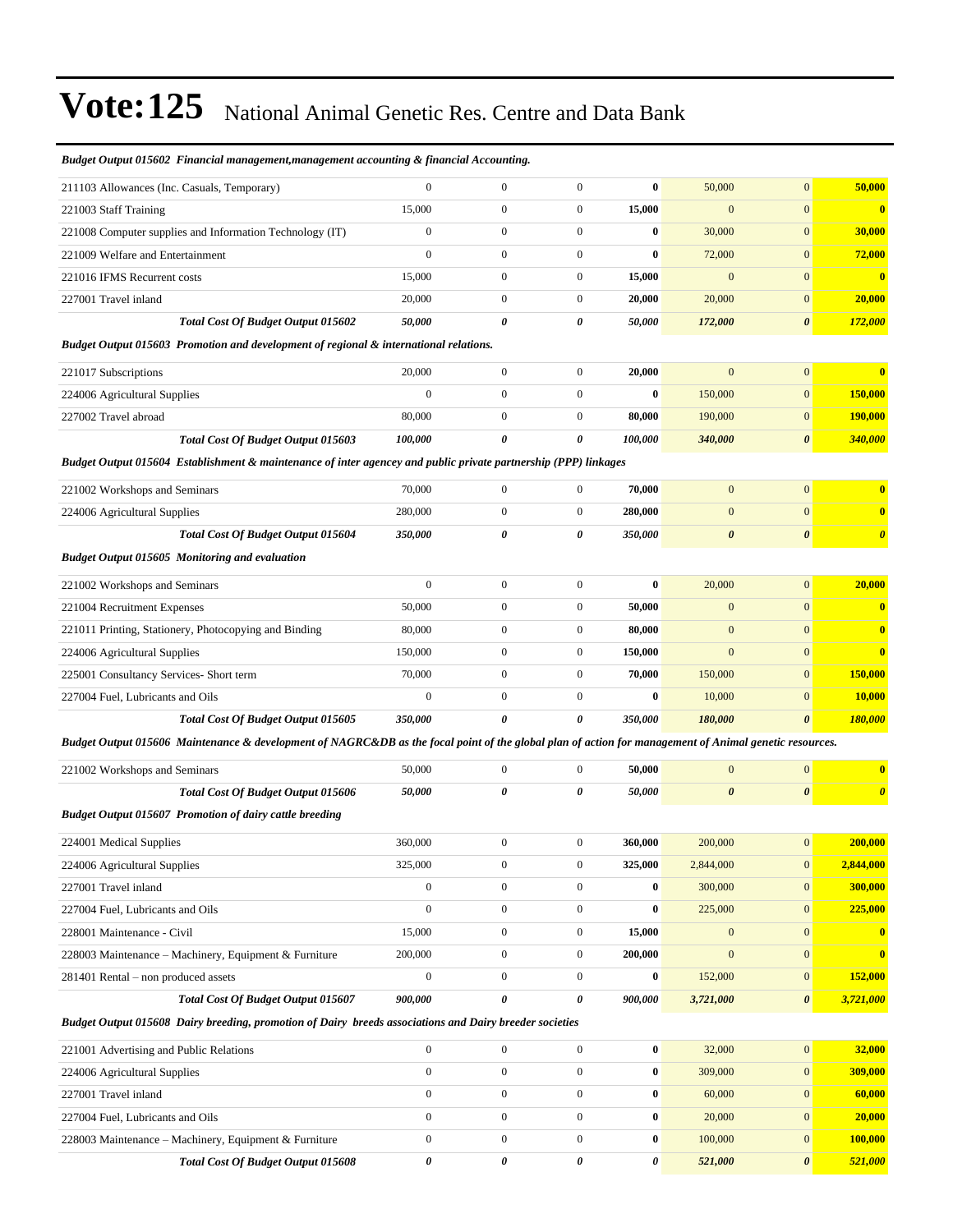# Vote:125 National Animal Genetic Res. Centre and Data Bank

***Budget Output 015602 Financial management,management accounting & financial Accounting.***

| | | | | | | | |
|---|---|---|---|---|---|---|---|
| 211103 Allowances (Inc. Casuals, Temporary) | 0 | 0 | 0 | **0** | 50,000 | 0 | **50,000** |
| 221003 Staff Training | 15,000 | 0 | 0 | **15,000** | 0 | 0 | **0** |
| 221008 Computer supplies and Information Technology (IT) | 0 | 0 | 0 | **0** | 30,000 | 0 | **30,000** |
| 221009 Welfare and Entertainment | 0 | 0 | 0 | **0** | 72,000 | 0 | **72,000** |
| 221016 IFMS Recurrent costs | 15,000 | 0 | 0 | **15,000** | 0 | 0 | **0** |
| 227001 Travel inland | 20,000 | 0 | 0 | **20,000** | 20,000 | 0 | **20,000** |
| ***Total Cost Of Budget Output 015602*** | ***50,000*** | ***0*** | ***0*** | ***50,000*** | ***172,000*** | ***0*** | ***172,000*** |

***Budget Output 015603 Promotion and development of regional & international relations.***

| | | | | | | | |
|---|---|---|---|---|---|---|---|
| 221017 Subscriptions | 20,000 | 0 | 0 | **20,000** | 0 | 0 | **0** |
| 224006 Agricultural Supplies | 0 | 0 | 0 | **0** | 150,000 | 0 | **150,000** |
| 227002 Travel abroad | 80,000 | 0 | 0 | **80,000** | 190,000 | 0 | **190,000** |
| ***Total Cost Of Budget Output 015603*** | ***100,000*** | ***0*** | ***0*** | ***100,000*** | ***340,000*** | ***0*** | ***340,000*** |

***Budget Output 015604 Establishment & maintenance of inter agencey and public private partnership (PPP) linkages***

| | | | | | | | |
|---|---|---|---|---|---|---|---|
| 221002 Workshops and Seminars | 70,000 | 0 | 0 | **70,000** | 0 | 0 | **0** |
| 224006 Agricultural Supplies | 280,000 | 0 | 0 | **280,000** | 0 | 0 | **0** |
| ***Total Cost Of Budget Output 015604*** | ***350,000*** | ***0*** | ***0*** | ***350,000*** | ***0*** | ***0*** | ***0*** |

***Budget Output 015605 Monitoring and evaluation***

| | | | | | | | |
|---|---|---|---|---|---|---|---|
| 221002 Workshops and Seminars | 0 | 0 | 0 | **0** | 20,000 | 0 | **20,000** |
| 221004 Recruitment Expenses | 50,000 | 0 | 0 | **50,000** | 0 | 0 | **0** |
| 221011 Printing, Stationery, Photocopying and Binding | 80,000 | 0 | 0 | **80,000** | 0 | 0 | **0** |
| 224006 Agricultural Supplies | 150,000 | 0 | 0 | **150,000** | 0 | 0 | **0** |
| 225001 Consultancy Services- Short term | 70,000 | 0 | 0 | **70,000** | 150,000 | 0 | **150,000** |
| 227004 Fuel, Lubricants and Oils | 0 | 0 | 0 | **0** | 10,000 | 0 | **10,000** |
| ***Total Cost Of Budget Output 015605*** | ***350,000*** | ***0*** | ***0*** | ***350,000*** | ***180,000*** | ***0*** | ***180,000*** |

***Budget Output 015606 Maintenance & development of NAGRC&DB as the focal point of the global plan of action for management of Animal genetic resources.***

| | | | | | | | |
|---|---|---|---|---|---|---|---|
| 221002 Workshops and Seminars | 50,000 | 0 | 0 | **50,000** | 0 | 0 | **0** |
| ***Total Cost Of Budget Output 015606*** | ***50,000*** | ***0*** | ***0*** | ***50,000*** | ***0*** | ***0*** | ***0*** |

***Budget Output 015607 Promotion of dairy cattle breeding***

| | | | | | | | |
|---|---|---|---|---|---|---|---|
| 224001 Medical Supplies | 360,000 | 0 | 0 | **360,000** | 200,000 | 0 | **200,000** |
| 224006 Agricultural Supplies | 325,000 | 0 | 0 | **325,000** | 2,844,000 | 0 | **2,844,000** |
| 227001 Travel inland | 0 | 0 | 0 | **0** | 300,000 | 0 | **300,000** |
| 227004 Fuel, Lubricants and Oils | 0 | 0 | 0 | **0** | 225,000 | 0 | **225,000** |
| 228001 Maintenance - Civil | 15,000 | 0 | 0 | **15,000** | 0 | 0 | **0** |
| 228003 Maintenance – Machinery, Equipment & Furniture | 200,000 | 0 | 0 | **200,000** | 0 | 0 | **0** |
| 281401 Rental – non produced assets | 0 | 0 | 0 | **0** | 152,000 | 0 | **152,000** |
| ***Total Cost Of Budget Output 015607*** | ***900,000*** | ***0*** | ***0*** | ***900,000*** | ***3,721,000*** | ***0*** | ***3,721,000*** |

***Budget Output 015608 Dairy breeding, promotion of Dairy breeds associations and Dairy breeder societies***

| | | | | | | | |
|---|---|---|---|---|---|---|---|
| 221001 Advertising and Public Relations | 0 | 0 | 0 | **0** | 32,000 | 0 | **32,000** |
| 224006 Agricultural Supplies | 0 | 0 | 0 | **0** | 309,000 | 0 | **309,000** |
| 227001 Travel inland | 0 | 0 | 0 | **0** | 60,000 | 0 | **60,000** |
| 227004 Fuel, Lubricants and Oils | 0 | 0 | 0 | **0** | 20,000 | 0 | **20,000** |
| 228003 Maintenance – Machinery, Equipment & Furniture | 0 | 0 | 0 | **0** | 100,000 | 0 | **100,000** |
| ***Total Cost Of Budget Output 015608*** | ***0*** | ***0*** | ***0*** | ***0*** | ***521,000*** | ***0*** | ***521,000*** |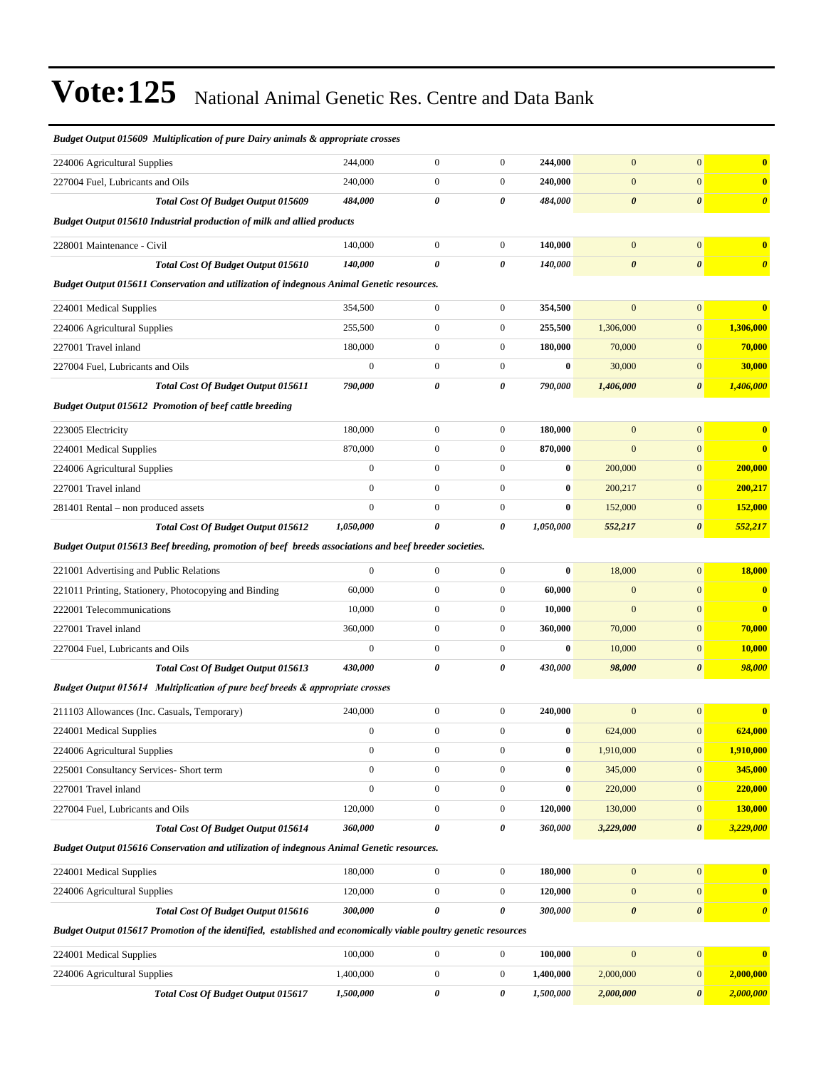# Vote:125 National Animal Genetic Res. Centre and Data Bank

| | | | | | | | |
|---|---|---|---|---|---|---|---|
| ***Budget Output 015609 Multiplication of pure Dairy animals & appropriate crosses*** | | | | | | | |
| 224006 Agricultural Supplies | 244,000 | 0 | 0 | **244,000** | 0 | 0 | **0** |
| 227004 Fuel, Lubricants and Oils | 240,000 | 0 | 0 | **240,000** | 0 | 0 | **0** |
| ***Total Cost Of Budget Output 015609*** | ***484,000*** | ***0*** | ***0*** | ***484,000*** | ***0*** | ***0*** | ***0*** |
| ***Budget Output 015610 Industrial production of milk and allied products*** | | | | | | | |
| 228001 Maintenance - Civil | 140,000 | 0 | 0 | **140,000** | 0 | 0 | **0** |
| ***Total Cost Of Budget Output 015610*** | ***140,000*** | ***0*** | ***0*** | ***140,000*** | ***0*** | ***0*** | ***0*** |
| ***Budget Output 015611 Conservation and utilization of indegnous Animal Genetic resources.*** | | | | | | | |
| 224001 Medical Supplies | 354,500 | 0 | 0 | **354,500** | 0 | 0 | **0** |
| 224006 Agricultural Supplies | 255,500 | 0 | 0 | **255,500** | 1,306,000 | 0 | **1,306,000** |
| 227001 Travel inland | 180,000 | 0 | 0 | **180,000** | 70,000 | 0 | **70,000** |
| 227004 Fuel, Lubricants and Oils | 0 | 0 | 0 | **0** | 30,000 | 0 | **30,000** |
| ***Total Cost Of Budget Output 015611*** | ***790,000*** | ***0*** | ***0*** | ***790,000*** | ***1,406,000*** | ***0*** | ***1,406,000*** |
| ***Budget Output 015612 Promotion of beef cattle breeding*** | | | | | | | |
| 223005 Electricity | 180,000 | 0 | 0 | **180,000** | 0 | 0 | **0** |
| 224001 Medical Supplies | 870,000 | 0 | 0 | **870,000** | 0 | 0 | **0** |
| 224006 Agricultural Supplies | 0 | 0 | 0 | **0** | 200,000 | 0 | **200,000** |
| 227001 Travel inland | 0 | 0 | 0 | **0** | 200,217 | 0 | **200,217** |
| 281401 Rental – non produced assets | 0 | 0 | 0 | **0** | 152,000 | 0 | **152,000** |
| ***Total Cost Of Budget Output 015612*** | ***1,050,000*** | ***0*** | ***0*** | ***1,050,000*** | ***552,217*** | ***0*** | ***552,217*** |
| ***Budget Output 015613 Beef breeding, promotion of beef breeds associations and beef breeder societies.*** | | | | | | | |
| 221001 Advertising and Public Relations | 0 | 0 | 0 | **0** | 18,000 | 0 | **18,000** |
| 221011 Printing, Stationery, Photocopying and Binding | 60,000 | 0 | 0 | **60,000** | 0 | 0 | **0** |
| 222001 Telecommunications | 10,000 | 0 | 0 | **10,000** | 0 | 0 | **0** |
| 227001 Travel inland | 360,000 | 0 | 0 | **360,000** | 70,000 | 0 | **70,000** |
| 227004 Fuel, Lubricants and Oils | 0 | 0 | 0 | **0** | 10,000 | 0 | **10,000** |
| ***Total Cost Of Budget Output 015613*** | ***430,000*** | ***0*** | ***0*** | ***430,000*** | ***98,000*** | ***0*** | ***98,000*** |
| ***Budget Output 015614 Multiplication of pure beef breeds & appropriate crosses*** | | | | | | | |
| 211103 Allowances (Inc. Casuals, Temporary) | 240,000 | 0 | 0 | **240,000** | 0 | 0 | **0** |
| 224001 Medical Supplies | 0 | 0 | 0 | **0** | 624,000 | 0 | **624,000** |
| 224006 Agricultural Supplies | 0 | 0 | 0 | **0** | 1,910,000 | 0 | **1,910,000** |
| 225001 Consultancy Services- Short term | 0 | 0 | 0 | **0** | 345,000 | 0 | **345,000** |
| 227001 Travel inland | 0 | 0 | 0 | **0** | 220,000 | 0 | **220,000** |
| 227004 Fuel, Lubricants and Oils | 120,000 | 0 | 0 | **120,000** | 130,000 | 0 | **130,000** |
| ***Total Cost Of Budget Output 015614*** | ***360,000*** | ***0*** | ***0*** | ***360,000*** | ***3,229,000*** | ***0*** | ***3,229,000*** |
| ***Budget Output 015616 Conservation and utilization of indegnous Animal Genetic resources.*** | | | | | | | |
| 224001 Medical Supplies | 180,000 | 0 | 0 | **180,000** | 0 | 0 | **0** |
| 224006 Agricultural Supplies | 120,000 | 0 | 0 | **120,000** | 0 | 0 | **0** |
| ***Total Cost Of Budget Output 015616*** | ***300,000*** | ***0*** | ***0*** | ***300,000*** | ***0*** | ***0*** | ***0*** |
| ***Budget Output 015617 Promotion of the identified, established and economically viable poultry genetic resources*** | | | | | | | |
| 224001 Medical Supplies | 100,000 | 0 | 0 | **100,000** | 0 | 0 | **0** |
| 224006 Agricultural Supplies | 1,400,000 | 0 | 0 | **1,400,000** | 2,000,000 | 0 | **2,000,000** |
| ***Total Cost Of Budget Output 015617*** | ***1,500,000*** | ***0*** | ***0*** | ***1,500,000*** | ***2,000,000*** | ***0*** | ***2,000,000*** |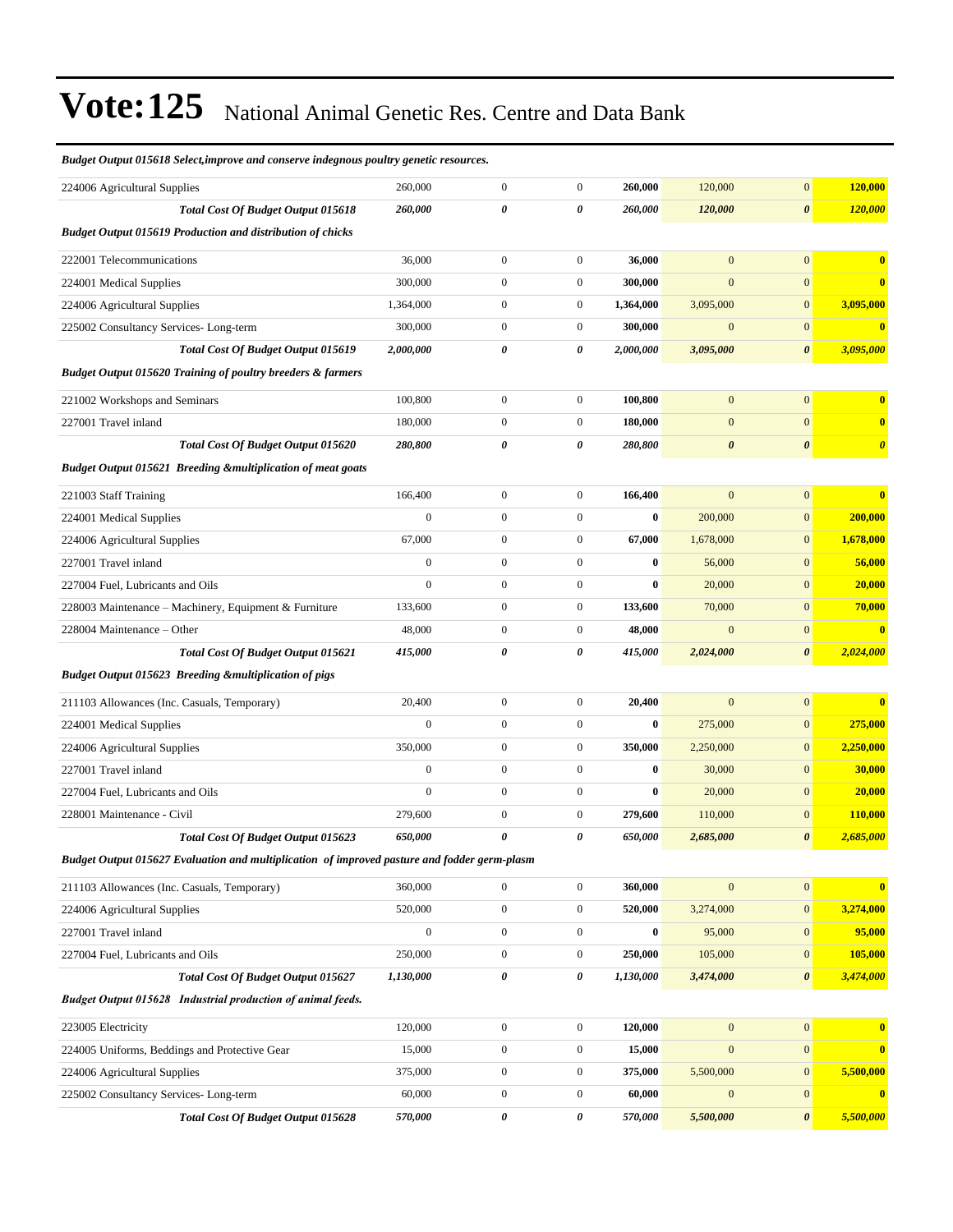# Vote:125 National Animal Genetic Res. Centre and Data Bank

| | | | | | | | |
|---|---|---|---|---|---|---|---|
| ***Budget Output 015618 Select,improve and conserve indegnous poultry genetic resources.*** | | | | | | | |
| 224006 Agricultural Supplies | 260,000 | 0 | 0 | **260,000** | 120,000 | 0 | **120,000** |
| ***Total Cost Of Budget Output 015618*** | ***260,000*** | ***0*** | ***0*** | ***260,000*** | ***120,000*** | ***0*** | ***120,000*** |
| ***Budget Output 015619 Production and distribution of chicks*** | | | | | | | |
| 222001 Telecommunications | 36,000 | 0 | 0 | **36,000** | 0 | 0 | **0** |
| 224001 Medical Supplies | 300,000 | 0 | 0 | **300,000** | 0 | 0 | **0** |
| 224006 Agricultural Supplies | 1,364,000 | 0 | 0 | **1,364,000** | 3,095,000 | 0 | **3,095,000** |
| 225002 Consultancy Services- Long-term | 300,000 | 0 | 0 | **300,000** | 0 | 0 | **0** |
| ***Total Cost Of Budget Output 015619*** | ***2,000,000*** | ***0*** | ***0*** | ***2,000,000*** | ***3,095,000*** | ***0*** | ***3,095,000*** |
| ***Budget Output 015620 Training of poultry breeders & farmers*** | | | | | | | |
| 221002 Workshops and Seminars | 100,800 | 0 | 0 | **100,800** | 0 | 0 | **0** |
| 227001 Travel inland | 180,000 | 0 | 0 | **180,000** | 0 | 0 | **0** |
| ***Total Cost Of Budget Output 015620*** | ***280,800*** | ***0*** | ***0*** | ***280,800*** | ***0*** | ***0*** | ***0*** |
| ***Budget Output 015621 Breeding &multiplication of meat goats*** | | | | | | | |
| 221003 Staff Training | 166,400 | 0 | 0 | **166,400** | 0 | 0 | **0** |
| 224001 Medical Supplies | 0 | 0 | 0 | **0** | 200,000 | 0 | **200,000** |
| 224006 Agricultural Supplies | 67,000 | 0 | 0 | **67,000** | 1,678,000 | 0 | **1,678,000** |
| 227001 Travel inland | 0 | 0 | 0 | **0** | 56,000 | 0 | **56,000** |
| 227004 Fuel, Lubricants and Oils | 0 | 0 | 0 | **0** | 20,000 | 0 | **20,000** |
| 228003 Maintenance – Machinery, Equipment & Furniture | 133,600 | 0 | 0 | **133,600** | 70,000 | 0 | **70,000** |
| 228004 Maintenance – Other | 48,000 | 0 | 0 | **48,000** | 0 | 0 | **0** |
| ***Total Cost Of Budget Output 015621*** | ***415,000*** | ***0*** | ***0*** | ***415,000*** | ***2,024,000*** | ***0*** | ***2,024,000*** |
| ***Budget Output 015623 Breeding &multiplication of pigs*** | | | | | | | |
| 211103 Allowances (Inc. Casuals, Temporary) | 20,400 | 0 | 0 | **20,400** | 0 | 0 | **0** |
| 224001 Medical Supplies | 0 | 0 | 0 | **0** | 275,000 | 0 | **275,000** |
| 224006 Agricultural Supplies | 350,000 | 0 | 0 | **350,000** | 2,250,000 | 0 | **2,250,000** |
| 227001 Travel inland | 0 | 0 | 0 | **0** | 30,000 | 0 | **30,000** |
| 227004 Fuel, Lubricants and Oils | 0 | 0 | 0 | **0** | 20,000 | 0 | **20,000** |
| 228001 Maintenance - Civil | 279,600 | 0 | 0 | **279,600** | 110,000 | 0 | **110,000** |
| ***Total Cost Of Budget Output 015623*** | ***650,000*** | ***0*** | ***0*** | ***650,000*** | ***2,685,000*** | ***0*** | ***2,685,000*** |
| ***Budget Output 015627 Evaluation and multiplication of improved pasture and fodder germ-plasm*** | | | | | | | |
| 211103 Allowances (Inc. Casuals, Temporary) | 360,000 | 0 | 0 | **360,000** | 0 | 0 | **0** |
| 224006 Agricultural Supplies | 520,000 | 0 | 0 | **520,000** | 3,274,000 | 0 | **3,274,000** |
| 227001 Travel inland | 0 | 0 | 0 | **0** | 95,000 | 0 | **95,000** |
| 227004 Fuel, Lubricants and Oils | 250,000 | 0 | 0 | **250,000** | 105,000 | 0 | **105,000** |
| ***Total Cost Of Budget Output 015627*** | ***1,130,000*** | ***0*** | ***0*** | ***1,130,000*** | ***3,474,000*** | ***0*** | ***3,474,000*** |
| ***Budget Output 015628 Industrial production of animal feeds.*** | | | | | | | |
| 223005 Electricity | 120,000 | 0 | 0 | **120,000** | 0 | 0 | **0** |
| 224005 Uniforms, Beddings and Protective Gear | 15,000 | 0 | 0 | **15,000** | 0 | 0 | **0** |
| 224006 Agricultural Supplies | 375,000 | 0 | 0 | **375,000** | 5,500,000 | 0 | **5,500,000** |
| 225002 Consultancy Services- Long-term | 60,000 | 0 | 0 | **60,000** | 0 | 0 | **0** |
| ***Total Cost Of Budget Output 015628*** | ***570,000*** | ***0*** | ***0*** | ***570,000*** | ***5,500,000*** | ***0*** | ***5,500,000*** |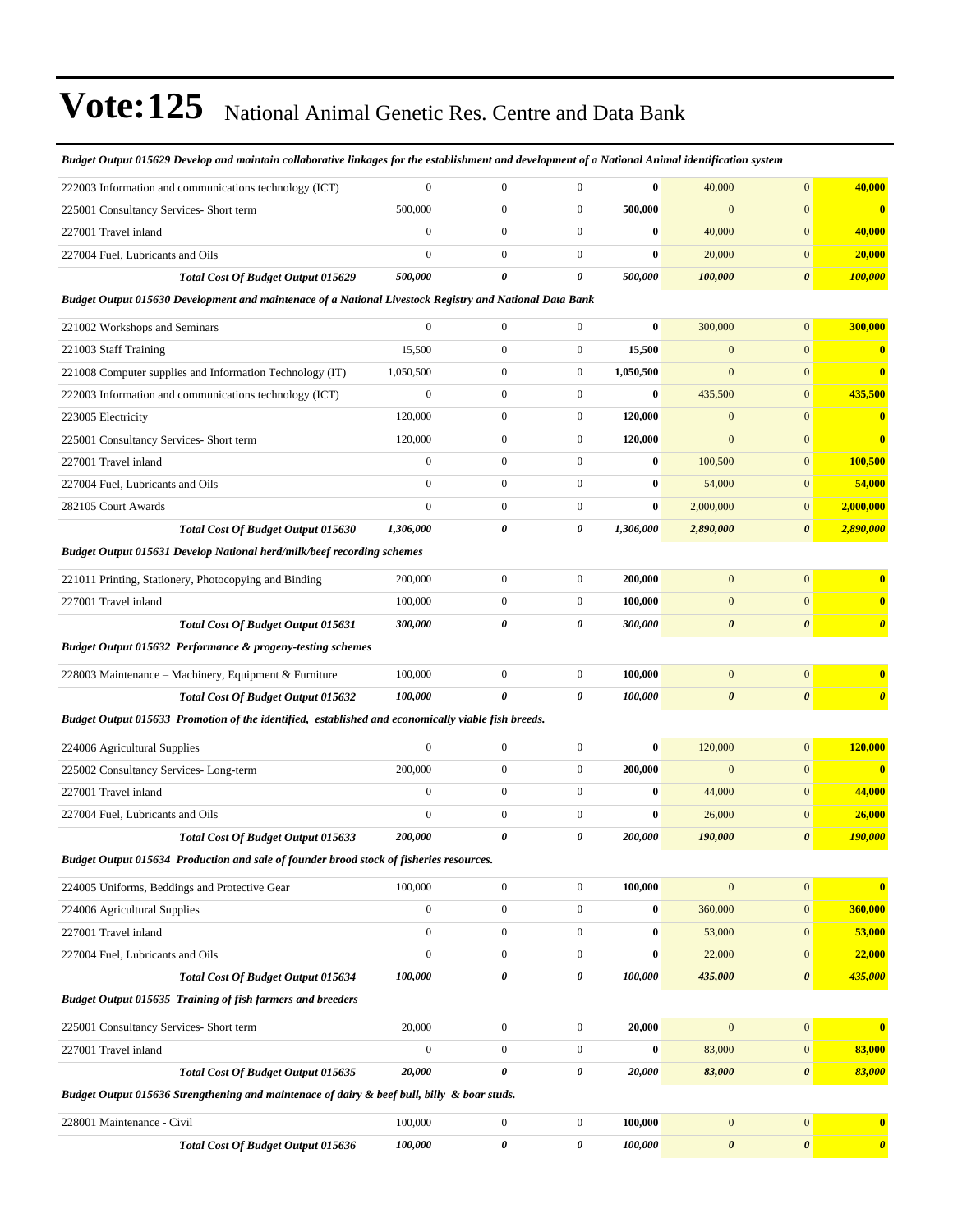# Vote:125 National Animal Genetic Res. Centre and Data Bank

***Budget Output 015629 Develop and maintain collaborative linkages for the establishment and development of a National Animal identification system***

| | | | | | | | |
|---|---|---|---|---|---|---|---|
| 222003 Information and communications technology (ICT) | 0 | 0 | 0 | **0** | 40,000 | 0 | **40,000** |
| 225001 Consultancy Services- Short term | 500,000 | 0 | 0 | **500,000** | 0 | 0 | **0** |
| 227001 Travel inland | 0 | 0 | 0 | **0** | 40,000 | 0 | **40,000** |
| 227004 Fuel, Lubricants and Oils | 0 | 0 | 0 | **0** | 20,000 | 0 | **20,000** |
| ***Total Cost Of Budget Output 015629*** | ***500,000*** | ***0*** | ***0*** | ***500,000*** | ***100,000*** | ***0*** | ***100,000*** |

***Budget Output 015630 Development and maintenace of a National Livestock Registry and National Data Bank***

| | | | | | | | |
|---|---|---|---|---|---|---|---|
| 221002 Workshops and Seminars | 0 | 0 | 0 | **0** | 300,000 | 0 | **300,000** |
| 221003 Staff Training | 15,500 | 0 | 0 | **15,500** | 0 | 0 | **0** |
| 221008 Computer supplies and Information Technology (IT) | 1,050,500 | 0 | 0 | **1,050,500** | 0 | 0 | **0** |
| 222003 Information and communications technology (ICT) | 0 | 0 | 0 | **0** | 435,500 | 0 | **435,500** |
| 223005 Electricity | 120,000 | 0 | 0 | **120,000** | 0 | 0 | **0** |
| 225001 Consultancy Services- Short term | 120,000 | 0 | 0 | **120,000** | 0 | 0 | **0** |
| 227001 Travel inland | 0 | 0 | 0 | **0** | 100,500 | 0 | **100,500** |
| 227004 Fuel, Lubricants and Oils | 0 | 0 | 0 | **0** | 54,000 | 0 | **54,000** |
| 282105 Court Awards | 0 | 0 | 0 | **0** | 2,000,000 | 0 | **2,000,000** |
| ***Total Cost Of Budget Output 015630*** | ***1,306,000*** | ***0*** | ***0*** | ***1,306,000*** | ***2,890,000*** | ***0*** | ***2,890,000*** |

***Budget Output 015631 Develop National herd/milk/beef recording schemes***

| | | | | | | | |
|---|---|---|---|---|---|---|---|
| 221011 Printing, Stationery, Photocopying and Binding | 200,000 | 0 | 0 | **200,000** | 0 | 0 | **0** |
| 227001 Travel inland | 100,000 | 0 | 0 | **100,000** | 0 | 0 | **0** |
| ***Total Cost Of Budget Output 015631*** | ***300,000*** | ***0*** | ***0*** | ***300,000*** | ***0*** | ***0*** | ***0*** |

***Budget Output 015632 Performance & progeny-testing schemes***

| | | | | | | | |
|---|---|---|---|---|---|---|---|
| 228003 Maintenance – Machinery, Equipment & Furniture | 100,000 | 0 | 0 | **100,000** | 0 | 0 | **0** |
| ***Total Cost Of Budget Output 015632*** | ***100,000*** | ***0*** | ***0*** | ***100,000*** | ***0*** | ***0*** | ***0*** |

***Budget Output 015633 Promotion of the identified, established and economically viable fish breeds.***

| | | | | | | | |
|---|---|---|---|---|---|---|---|
| 224006 Agricultural Supplies | 0 | 0 | 0 | **0** | 120,000 | 0 | **120,000** |
| 225002 Consultancy Services- Long-term | 200,000 | 0 | 0 | **200,000** | 0 | 0 | **0** |
| 227001 Travel inland | 0 | 0 | 0 | **0** | 44,000 | 0 | **44,000** |
| 227004 Fuel, Lubricants and Oils | 0 | 0 | 0 | **0** | 26,000 | 0 | **26,000** |
| ***Total Cost Of Budget Output 015633*** | ***200,000*** | ***0*** | ***0*** | ***200,000*** | ***190,000*** | ***0*** | ***190,000*** |

***Budget Output 015634 Production and sale of founder brood stock of fisheries resources.***

| | | | | | | | |
|---|---|---|---|---|---|---|---|
| 224005 Uniforms, Beddings and Protective Gear | 100,000 | 0 | 0 | **100,000** | 0 | 0 | **0** |
| 224006 Agricultural Supplies | 0 | 0 | 0 | **0** | 360,000 | 0 | **360,000** |
| 227001 Travel inland | 0 | 0 | 0 | **0** | 53,000 | 0 | **53,000** |
| 227004 Fuel, Lubricants and Oils | 0 | 0 | 0 | **0** | 22,000 | 0 | **22,000** |
| ***Total Cost Of Budget Output 015634*** | ***100,000*** | ***0*** | ***0*** | ***100,000*** | ***435,000*** | ***0*** | ***435,000*** |

***Budget Output 015635 Training of fish farmers and breeders***

| | | | | | | | |
|---|---|---|---|---|---|---|---|
| 225001 Consultancy Services- Short term | 20,000 | 0 | 0 | **20,000** | 0 | 0 | **0** |
| 227001 Travel inland | 0 | 0 | 0 | **0** | 83,000 | 0 | **83,000** |
| ***Total Cost Of Budget Output 015635*** | ***20,000*** | ***0*** | ***0*** | ***20,000*** | ***83,000*** | ***0*** | ***83,000*** |

***Budget Output 015636 Strengthening and maintenace of dairy & beef bull, billy & boar studs.***

| | | | | | | | |
|---|---|---|---|---|---|---|---|
| 228001 Maintenance - Civil | 100,000 | 0 | 0 | **100,000** | 0 | 0 | **0** |
| ***Total Cost Of Budget Output 015636*** | ***100,000*** | ***0*** | ***0*** | ***100,000*** | ***0*** | ***0*** | ***0*** |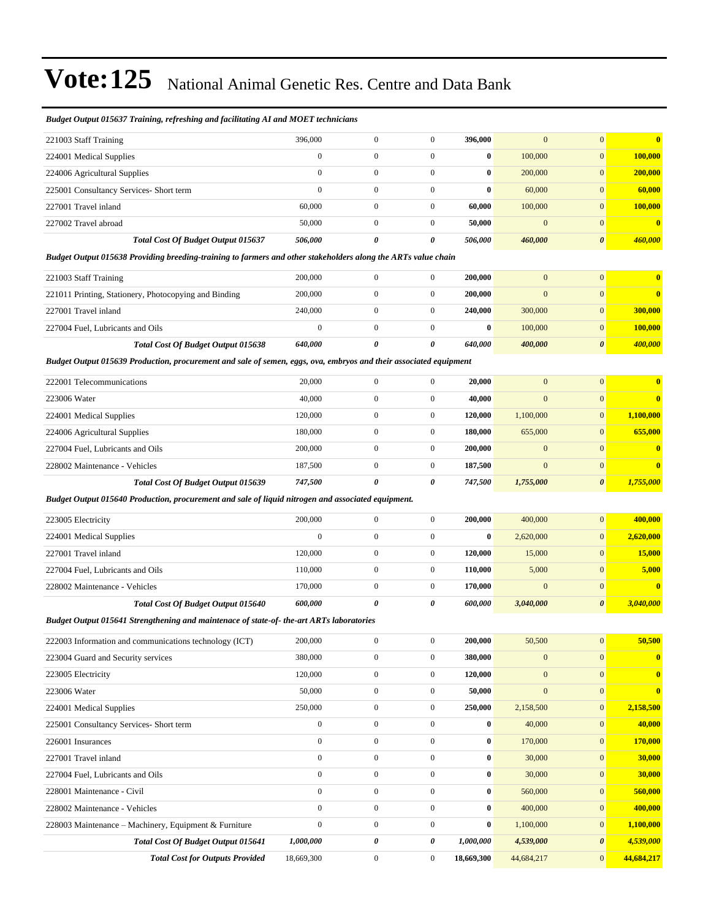# Vote:125 National Animal Genetic Res. Centre and Data Bank

| | | | | | | | |
|---|---|---|---|---|---|---|---|
| ***Budget Output 015637 Training, refreshing and facilitating AI and MOET technicians*** | | | | | | | |
| 221003 Staff Training | 396,000 | 0 | 0 | **396,000** | 0 | 0 | **0** |
| 224001 Medical Supplies | 0 | 0 | 0 | **0** | 100,000 | 0 | **100,000** |
| 224006 Agricultural Supplies | 0 | 0 | 0 | **0** | 200,000 | 0 | **200,000** |
| 225001 Consultancy Services- Short term | 0 | 0 | 0 | **0** | 60,000 | 0 | **60,000** |
| 227001 Travel inland | 60,000 | 0 | 0 | **60,000** | 100,000 | 0 | **100,000** |
| 227002 Travel abroad | 50,000 | 0 | 0 | **50,000** | 0 | 0 | **0** |
| ***Total Cost Of Budget Output 015637*** | ***506,000*** | ***0*** | ***0*** | ***506,000*** | ***460,000*** | ***0*** | ***460,000*** |
| ***Budget Output 015638 Providing breeding-training to farmers and other stakeholders along the ARTs value chain*** | | | | | | | |
| 221003 Staff Training | 200,000 | 0 | 0 | **200,000** | 0 | 0 | **0** |
| 221011 Printing, Stationery, Photocopying and Binding | 200,000 | 0 | 0 | **200,000** | 0 | 0 | **0** |
| 227001 Travel inland | 240,000 | 0 | 0 | **240,000** | 300,000 | 0 | **300,000** |
| 227004 Fuel, Lubricants and Oils | 0 | 0 | 0 | **0** | 100,000 | 0 | **100,000** |
| ***Total Cost Of Budget Output 015638*** | ***640,000*** | ***0*** | ***0*** | ***640,000*** | ***400,000*** | ***0*** | ***400,000*** |
| ***Budget Output 015639 Production, procurement and sale of semen, eggs, ova, embryos and their associated equipment*** | | | | | | | |
| 222001 Telecommunications | 20,000 | 0 | 0 | **20,000** | 0 | 0 | **0** |
| 223006 Water | 40,000 | 0 | 0 | **40,000** | 0 | 0 | **0** |
| 224001 Medical Supplies | 120,000 | 0 | 0 | **120,000** | 1,100,000 | 0 | **1,100,000** |
| 224006 Agricultural Supplies | 180,000 | 0 | 0 | **180,000** | 655,000 | 0 | **655,000** |
| 227004 Fuel, Lubricants and Oils | 200,000 | 0 | 0 | **200,000** | 0 | 0 | **0** |
| 228002 Maintenance - Vehicles | 187,500 | 0 | 0 | **187,500** | 0 | 0 | **0** |
| ***Total Cost Of Budget Output 015639*** | ***747,500*** | ***0*** | ***0*** | ***747,500*** | ***1,755,000*** | ***0*** | ***1,755,000*** |
| ***Budget Output 015640 Production, procurement and sale of liquid nitrogen and associated equipment.*** | | | | | | | |
| 223005 Electricity | 200,000 | 0 | 0 | **200,000** | 400,000 | 0 | **400,000** |
| 224001 Medical Supplies | 0 | 0 | 0 | **0** | 2,620,000 | 0 | **2,620,000** |
| 227001 Travel inland | 120,000 | 0 | 0 | **120,000** | 15,000 | 0 | **15,000** |
| 227004 Fuel, Lubricants and Oils | 110,000 | 0 | 0 | **110,000** | 5,000 | 0 | **5,000** |
| 228002 Maintenance - Vehicles | 170,000 | 0 | 0 | **170,000** | 0 | 0 | **0** |
| ***Total Cost Of Budget Output 015640*** | ***600,000*** | ***0*** | ***0*** | ***600,000*** | ***3,040,000*** | ***0*** | ***3,040,000*** |
| ***Budget Output 015641 Strengthening and maintenace of state-of- the-art ARTs laboratories*** | | | | | | | |
| 222003 Information and communications technology (ICT) | 200,000 | 0 | 0 | **200,000** | 50,500 | 0 | **50,500** |
| 223004 Guard and Security services | 380,000 | 0 | 0 | **380,000** | 0 | 0 | **0** |
| 223005 Electricity | 120,000 | 0 | 0 | **120,000** | 0 | 0 | **0** |
| 223006 Water | 50,000 | 0 | 0 | **50,000** | 0 | 0 | **0** |
| 224001 Medical Supplies | 250,000 | 0 | 0 | **250,000** | 2,158,500 | 0 | **2,158,500** |
| 225001 Consultancy Services- Short term | 0 | 0 | 0 | **0** | 40,000 | 0 | **40,000** |
| 226001 Insurances | 0 | 0 | 0 | **0** | 170,000 | 0 | **170,000** |
| 227001 Travel inland | 0 | 0 | 0 | **0** | 30,000 | 0 | **30,000** |
| 227004 Fuel, Lubricants and Oils | 0 | 0 | 0 | **0** | 30,000 | 0 | **30,000** |
| 228001 Maintenance - Civil | 0 | 0 | 0 | **0** | 560,000 | 0 | **560,000** |
| 228002 Maintenance - Vehicles | 0 | 0 | 0 | **0** | 400,000 | 0 | **400,000** |
| 228003 Maintenance – Machinery, Equipment & Furniture | 0 | 0 | 0 | **0** | 1,100,000 | 0 | **1,100,000** |
| ***Total Cost Of Budget Output 015641*** | ***1,000,000*** | ***0*** | ***0*** | ***1,000,000*** | ***4,539,000*** | ***0*** | ***4,539,000*** |
| ***Total Cost for Outputs Provided*** | 18,669,300 | 0 | 0 | **18,669,300** | 44,684,217 | 0 | **44,684,217** |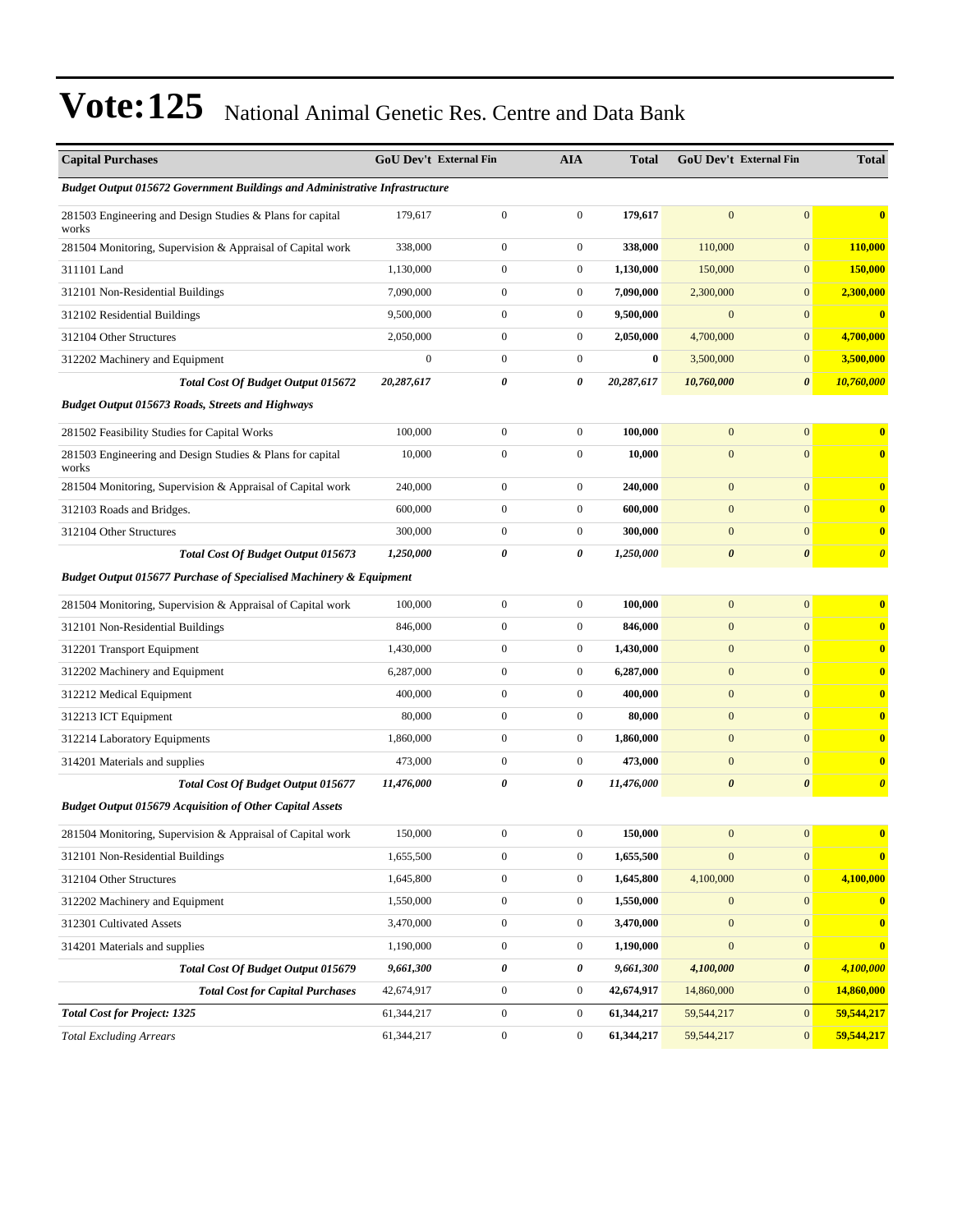# Vote:125 National Animal Genetic Res. Centre and Data Bank

| Capital Purchases | GoU Dev't | External Fin | AIA | Total | GoU Dev't | External Fin | Total |
|---|---|---|---|---|---|---|---|
| ***Budget Output 015672 Government Buildings and Administrative Infrastructure*** | | | | | | | |
| 281503 Engineering and Design Studies & Plans for capital works | 179,617 | 0 | 0 | **179,617** | 0 | 0 | **0** |
| 281504 Monitoring, Supervision & Appraisal of Capital work | 338,000 | 0 | 0 | **338,000** | 110,000 | 0 | **110,000** |
| 311101 Land | 1,130,000 | 0 | 0 | **1,130,000** | 150,000 | 0 | **150,000** |
| 312101 Non-Residential Buildings | 7,090,000 | 0 | 0 | **7,090,000** | 2,300,000 | 0 | **2,300,000** |
| 312102 Residential Buildings | 9,500,000 | 0 | 0 | **9,500,000** | 0 | 0 | **0** |
| 312104 Other Structures | 2,050,000 | 0 | 0 | **2,050,000** | 4,700,000 | 0 | **4,700,000** |
| 312202 Machinery and Equipment | 0 | 0 | 0 | **0** | 3,500,000 | 0 | **3,500,000** |
| ***Total Cost Of Budget Output 015672*** | ***20,287,617*** | ***0*** | ***0*** | ***20,287,617*** | ***10,760,000*** | ***0*** | ***10,760,000*** |
| ***Budget Output 015673 Roads, Streets and Highways*** | | | | | | | |
| 281502 Feasibility Studies for Capital Works | 100,000 | 0 | 0 | **100,000** | 0 | 0 | **0** |
| 281503 Engineering and Design Studies & Plans for capital works | 10,000 | 0 | 0 | **10,000** | 0 | 0 | **0** |
| 281504 Monitoring, Supervision & Appraisal of Capital work | 240,000 | 0 | 0 | **240,000** | 0 | 0 | **0** |
| 312103 Roads and Bridges. | 600,000 | 0 | 0 | **600,000** | 0 | 0 | **0** |
| 312104 Other Structures | 300,000 | 0 | 0 | **300,000** | 0 | 0 | **0** |
| ***Total Cost Of Budget Output 015673*** | ***1,250,000*** | ***0*** | ***0*** | ***1,250,000*** | ***0*** | ***0*** | ***0*** |
| ***Budget Output 015677 Purchase of Specialised Machinery & Equipment*** | | | | | | | |
| 281504 Monitoring, Supervision & Appraisal of Capital work | 100,000 | 0 | 0 | **100,000** | 0 | 0 | **0** |
| 312101 Non-Residential Buildings | 846,000 | 0 | 0 | **846,000** | 0 | 0 | **0** |
| 312201 Transport Equipment | 1,430,000 | 0 | 0 | **1,430,000** | 0 | 0 | **0** |
| 312202 Machinery and Equipment | 6,287,000 | 0 | 0 | **6,287,000** | 0 | 0 | **0** |
| 312212 Medical Equipment | 400,000 | 0 | 0 | **400,000** | 0 | 0 | **0** |
| 312213 ICT Equipment | 80,000 | 0 | 0 | **80,000** | 0 | 0 | **0** |
| 312214 Laboratory Equipments | 1,860,000 | 0 | 0 | **1,860,000** | 0 | 0 | **0** |
| 314201 Materials and supplies | 473,000 | 0 | 0 | **473,000** | 0 | 0 | **0** |
| ***Total Cost Of Budget Output 015677*** | ***11,476,000*** | ***0*** | ***0*** | ***11,476,000*** | ***0*** | ***0*** | ***0*** |
| ***Budget Output 015679 Acquisition of Other Capital Assets*** | | | | | | | |
| 281504 Monitoring, Supervision & Appraisal of Capital work | 150,000 | 0 | 0 | **150,000** | 0 | 0 | **0** |
| 312101 Non-Residential Buildings | 1,655,500 | 0 | 0 | **1,655,500** | 0 | 0 | **0** |
| 312104 Other Structures | 1,645,800 | 0 | 0 | **1,645,800** | 4,100,000 | 0 | **4,100,000** |
| 312202 Machinery and Equipment | 1,550,000 | 0 | 0 | **1,550,000** | 0 | 0 | **0** |
| 312301 Cultivated Assets | 3,470,000 | 0 | 0 | **3,470,000** | 0 | 0 | **0** |
| 314201 Materials and supplies | 1,190,000 | 0 | 0 | **1,190,000** | 0 | 0 | **0** |
| ***Total Cost Of Budget Output 015679*** | ***9,661,300*** | ***0*** | ***0*** | ***9,661,300*** | ***4,100,000*** | ***0*** | ***4,100,000*** |
| ***Total Cost for Capital Purchases*** | 42,674,917 | 0 | 0 | **42,674,917** | 14,860,000 | 0 | **14,860,000** |
| ***Total Cost for Project: 1325*** | 61,344,217 | 0 | 0 | **61,344,217** | 59,544,217 | 0 | **59,544,217** |
| *Total Excluding Arrears* | 61,344,217 | 0 | 0 | **61,344,217** | 59,544,217 | 0 | **59,544,217** |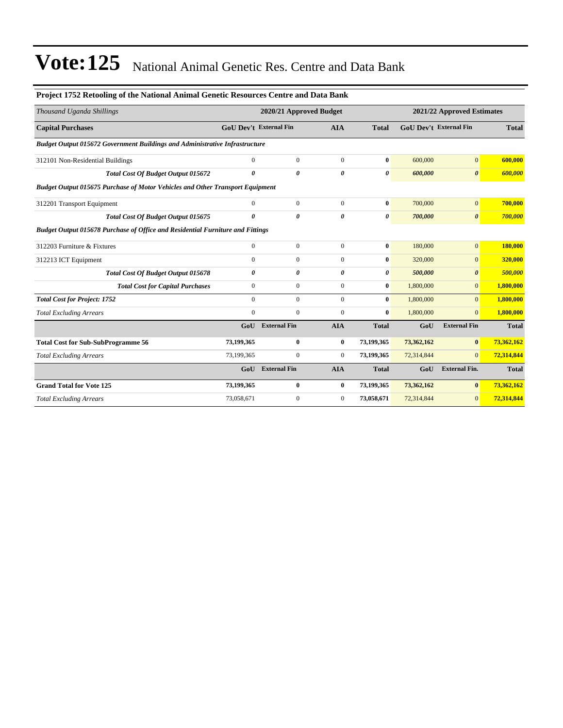# Vote:125 National Animal Genetic Res. Centre and Data Bank

**Project 1752 Retooling of the National Animal Genetic Resources Centre and Data Bank**

| *Thousand Uganda Shillings* | 2020/21 Approved Budget | | | | 2021/22 Approved Estimates | | |
|---|---|---|---|---|---|---|---|
| **Capital Purchases** | **GoU Dev't** | **External Fin** | **AIA** | **Total** | **GoU Dev't** | **External Fin** | **Total** |
| ***Budget Output 015672 Government Buildings and Administrative Infrastructure*** | | | | | | | |
| 312101 Non-Residential Buildings | 0 | 0 | 0 | **0** | 600,000 | 0 | **600,000** |
| ***Total Cost Of Budget Output 015672*** | ***0*** | ***0*** | ***0*** | ***0*** | ***600,000*** | ***0*** | ***600,000*** |
| ***Budget Output 015675 Purchase of Motor Vehicles and Other Transport Equipment*** | | | | | | | |
| 312201 Transport Equipment | 0 | 0 | 0 | **0** | 700,000 | 0 | **700,000** |
| ***Total Cost Of Budget Output 015675*** | ***0*** | ***0*** | ***0*** | ***0*** | ***700,000*** | ***0*** | ***700,000*** |
| ***Budget Output 015678 Purchase of Office and Residential Furniture and Fittings*** | | | | | | | |
| 312203 Furniture & Fixtures | 0 | 0 | 0 | **0** | 180,000 | 0 | **180,000** |
| 312213 ICT Equipment | 0 | 0 | 0 | **0** | 320,000 | 0 | **320,000** |
| ***Total Cost Of Budget Output 015678*** | ***0*** | ***0*** | ***0*** | ***0*** | ***500,000*** | ***0*** | ***500,000*** |
| ***Total Cost for Capital Purchases*** | 0 | 0 | 0 | **0** | 1,800,000 | 0 | **1,800,000** |
| ***Total Cost for Project: 1752*** | 0 | 0 | 0 | **0** | 1,800,000 | 0 | **1,800,000** |
| *Total Excluding Arrears* | 0 | 0 | 0 | **0** | 1,800,000 | 0 | **1,800,000** |
| | **GoU** | **External Fin** | **AIA** | **Total** | **GoU** | **External Fin** | **Total** |
| **Total Cost for Sub-SubProgramme 56** | **73,199,365** | **0** | **0** | **73,199,365** | **73,362,162** | **0** | **73,362,162** |
| *Total Excluding Arrears* | 73,199,365 | 0 | 0 | **73,199,365** | 72,314,844 | 0 | **72,314,844** |
| | **GoU** | **External Fin** | **AIA** | **Total** | **GoU** | **External Fin.** | **Total** |
| **Grand Total for Vote 125** | **73,199,365** | **0** | **0** | **73,199,365** | **73,362,162** | **0** | **73,362,162** |
| *Total Excluding Arrears* | 73,058,671 | 0 | 0 | **73,058,671** | 72,314,844 | 0 | **72,314,844** |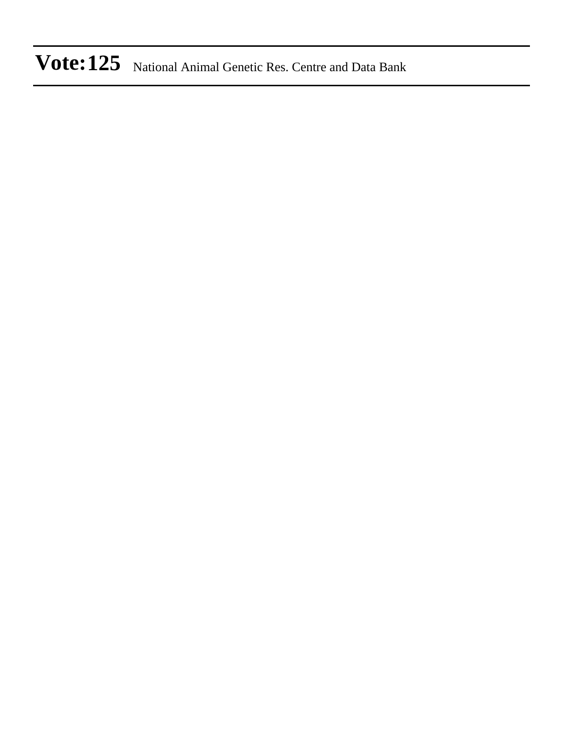**Vote:125** National Animal Genetic Res. Centre and Data Bank